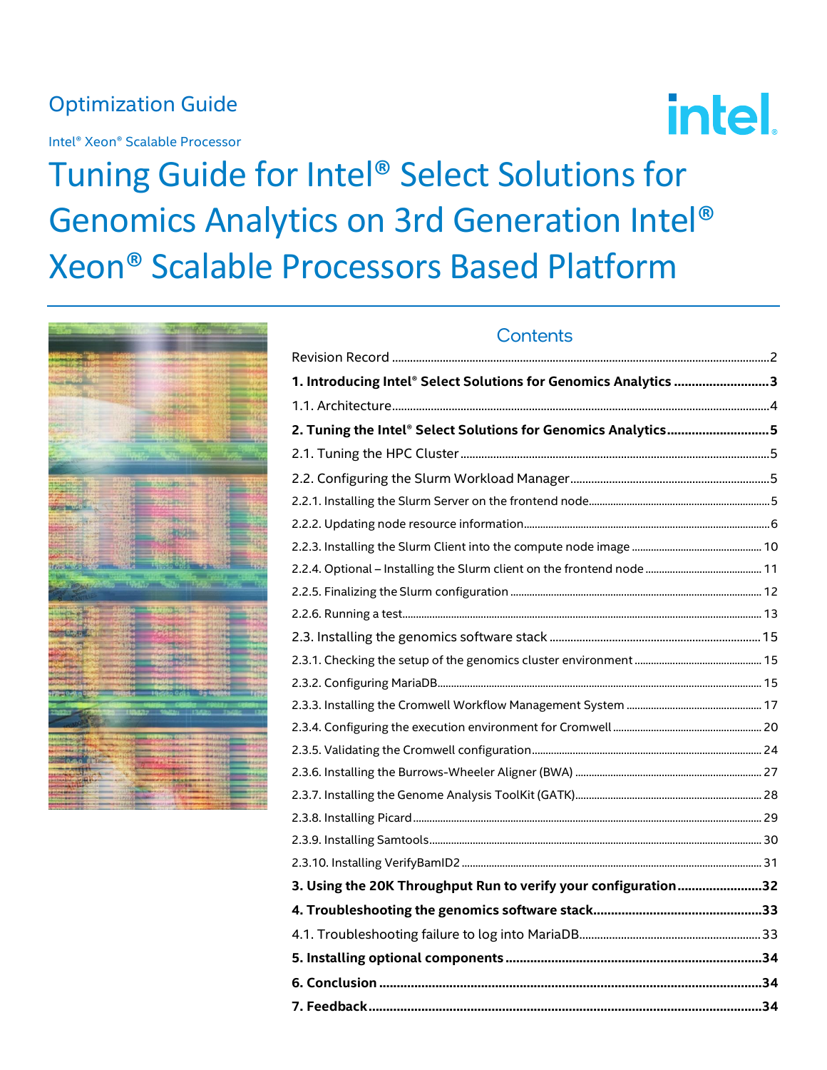Optimization Guide

Intel® Xeon® Scalable Processor

# Tuning Guide for Intel® Select Solutions for Genomics Analytics on 3rd Generation Intel® Xeon® Scalable Processors Based Platform

## Contents

Revision Record ....................................................................................................2

**1. Introducing Intel® Select Solutions for Genomics Analytics ..........................3**

1.1. Architecture....................................................................................................4

**2. Tuning the Intel® Select Solutions for Genomics Analytics............................5**

2.1. Tuning the HPC Cluster.....................................................................................5

2.2. Configuring the Slurm Workload Manager...........................................................5

2.2.1. Installing the Slurm Server on the frontend node...............................................5

2.2.2. Updating node resource information..................................................................6

2.2.3. Installing the Slurm Client into the compute node image ..................................10

2.2.4. Optional – Installing the Slurm client on the frontend node .............................11

2.2.5. Finalizing the Slurm configuration ..................................................................12

2.2.6. Running a test.................................................................................................13

2.3. Installing the genomics software stack ...............................................................15

2.3.1. Checking the setup of the genomics cluster environment .................................15

2.3.2. Configuring MariaDB.......................................................................................15

2.3.3. Installing the Cromwell Workflow Management System ...................................17

2.3.4. Configuring the execution environment for Cromwell .......................................20

2.3.5. Validating the Cromwell configuration.............................................................24

2.3.6. Installing the Burrows-Wheeler Aligner (BWA) ................................................27

2.3.7. Installing the Genome Analysis ToolKit (GATK).................................................28

2.3.8. Installing Picard..............................................................................................29

2.3.9. Installing Samtools..........................................................................................30

2.3.10. Installing VerifyBamID2 ...............................................................................31

**3. Using the 20K Throughput Run to verify your configuration........................32**

**4. Troubleshooting the genomics software stack...............................................33**

4.1. Troubleshooting failure to log into MariaDB.........................................................33

**5. Installing optional components .......................................................................34**

**6. Conclusion .......................................................................................................34**

**7. Feedback..........................................................................................................34**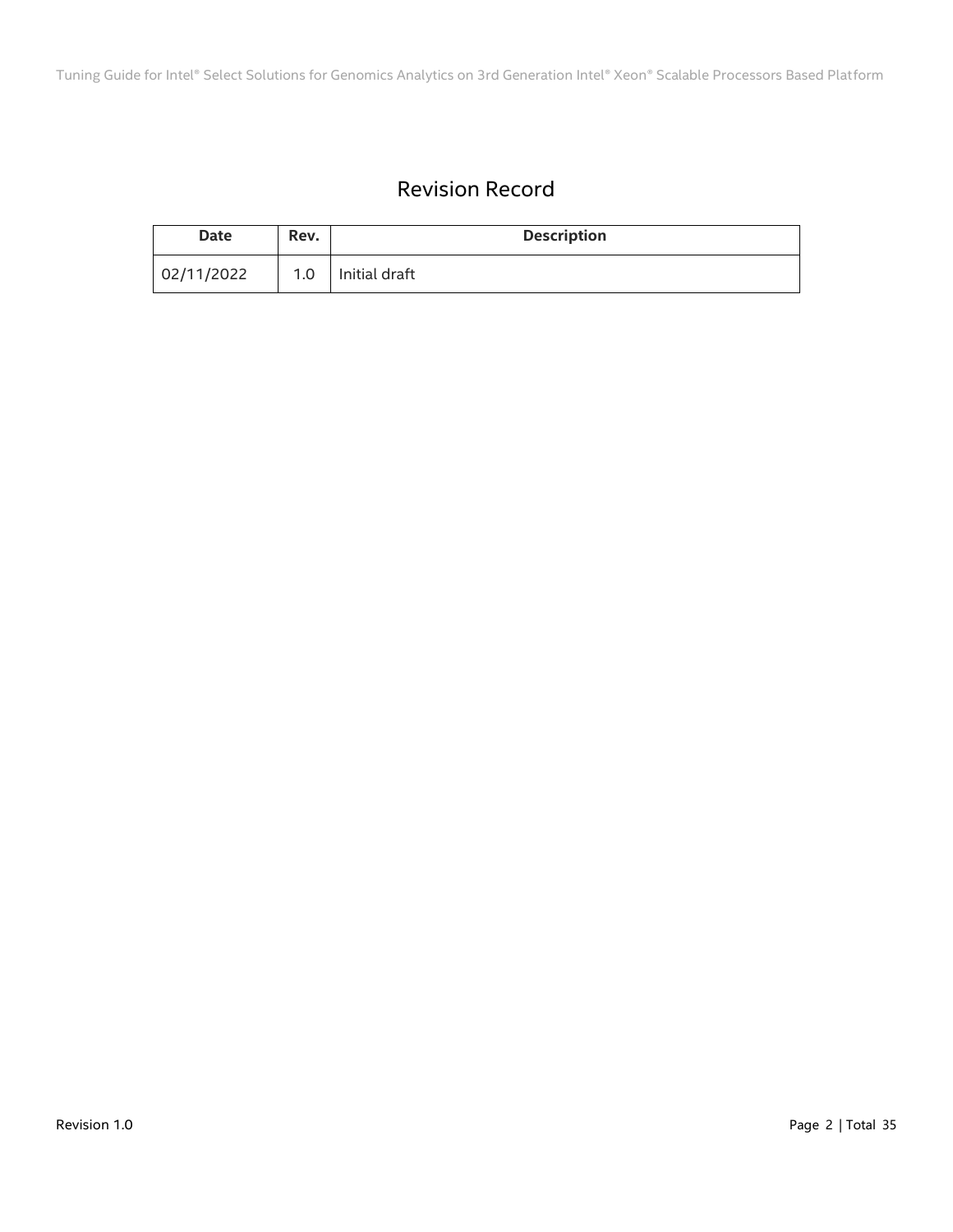# Revision Record

| Date | Rev. | Description |
| --- | --- | --- |
| 02/11/2022 | 1.0 | Initial draft |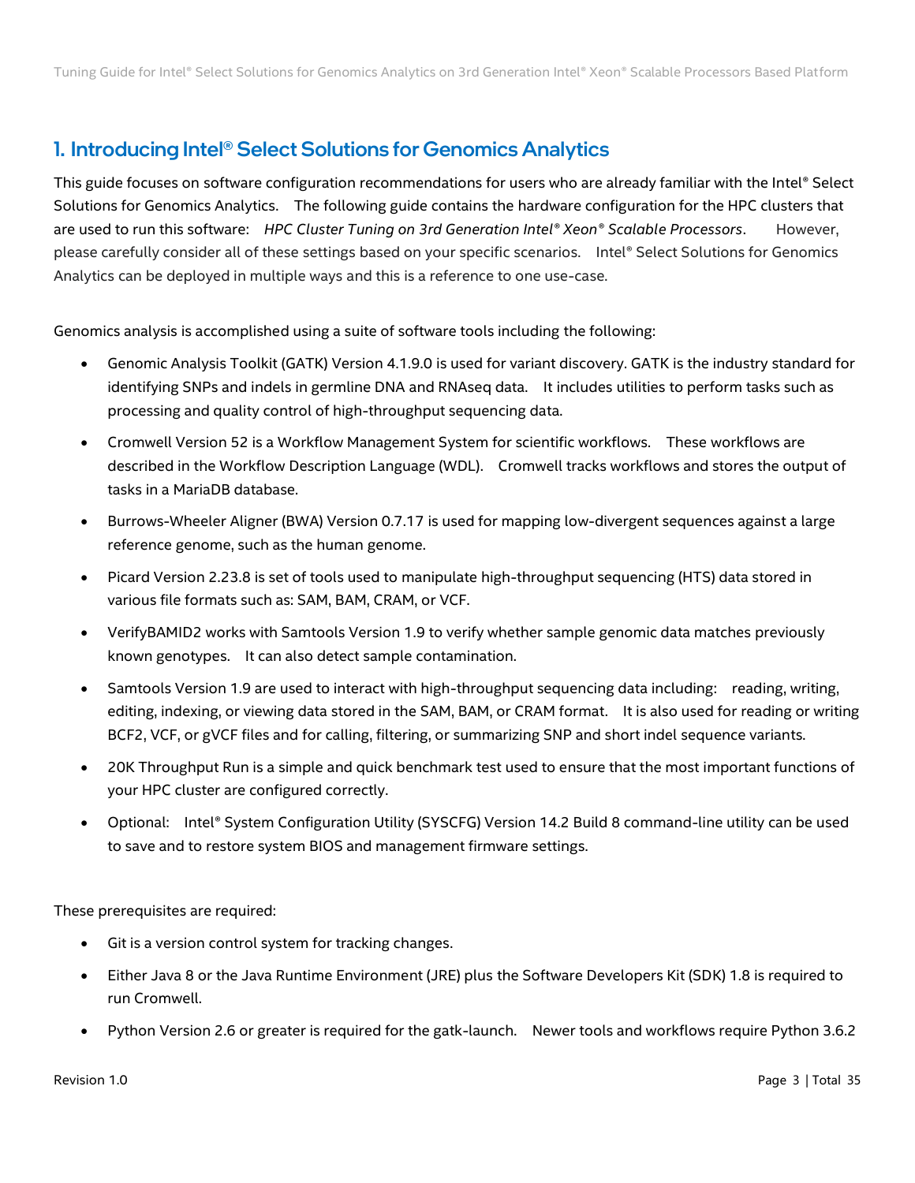## 1. Introducing Intel® Select Solutions for Genomics Analytics

This guide focuses on software configuration recommendations for users who are already familiar with the Intel® Select Solutions for Genomics Analytics. The following guide contains the hardware configuration for the HPC clusters that are used to run this software: *HPC Cluster Tuning on 3rd Generation Intel® Xeon® Scalable Processors*. However, please carefully consider all of these settings based on your specific scenarios. Intel® Select Solutions for Genomics Analytics can be deployed in multiple ways and this is a reference to one use-case.

Genomics analysis is accomplished using a suite of software tools including the following:

- Genomic Analysis Toolkit (GATK) Version 4.1.9.0 is used for variant discovery. GATK is the industry standard for identifying SNPs and indels in germline DNA and RNAseq data. It includes utilities to perform tasks such as processing and quality control of high-throughput sequencing data.
- Cromwell Version 52 is a Workflow Management System for scientific workflows. These workflows are described in the Workflow Description Language (WDL). Cromwell tracks workflows and stores the output of tasks in a MariaDB database.
- Burrows-Wheeler Aligner (BWA) Version 0.7.17 is used for mapping low-divergent sequences against a large reference genome, such as the human genome.
- Picard Version 2.23.8 is set of tools used to manipulate high-throughput sequencing (HTS) data stored in various file formats such as: SAM, BAM, CRAM, or VCF.
- VerifyBAMID2 works with Samtools Version 1.9 to verify whether sample genomic data matches previously known genotypes. It can also detect sample contamination.
- Samtools Version 1.9 are used to interact with high-throughput sequencing data including: reading, writing, editing, indexing, or viewing data stored in the SAM, BAM, or CRAM format. It is also used for reading or writing BCF2, VCF, or gVCF files and for calling, filtering, or summarizing SNP and short indel sequence variants.
- 20K Throughput Run is a simple and quick benchmark test used to ensure that the most important functions of your HPC cluster are configured correctly.
- Optional: Intel® System Configuration Utility (SYSCFG) Version 14.2 Build 8 command-line utility can be used to save and to restore system BIOS and management firmware settings.

These prerequisites are required:

- Git is a version control system for tracking changes.
- Either Java 8 or the Java Runtime Environment (JRE) plus the Software Developers Kit (SDK) 1.8 is required to run Cromwell.
- Python Version 2.6 or greater is required for the gatk-launch. Newer tools and workflows require Python 3.6.2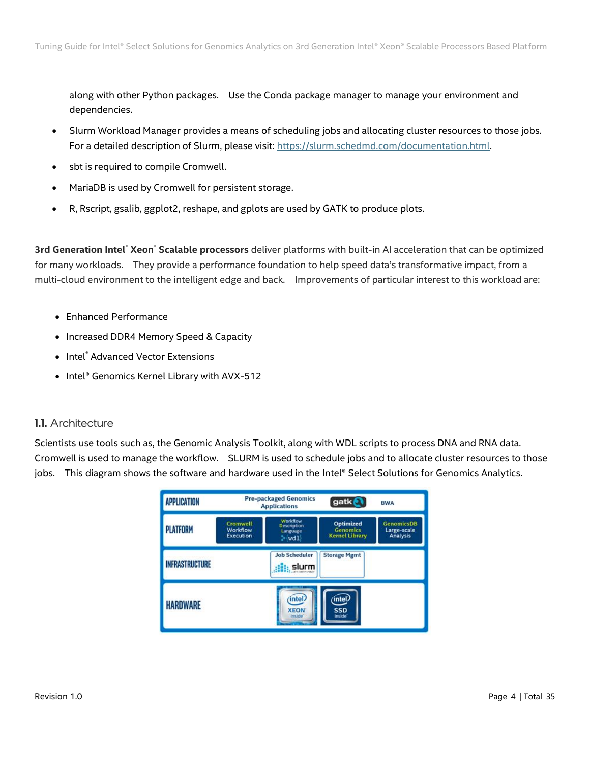along with other Python packages. Use the Conda package manager to manage your environment and dependencies.

- Slurm Workload Manager provides a means of scheduling jobs and allocating cluster resources to those jobs. For a detailed description of Slurm, please visit: https://slurm.schedmd.com/documentation.html.
- sbt is required to compile Cromwell.
- MariaDB is used by Cromwell for persistent storage.
- R, Rscript, gsalib, ggplot2, reshape, and gplots are used by GATK to produce plots.

**3rd Generation Intel® Xeon® Scalable processors** deliver platforms with built-in AI acceleration that can be optimized for many workloads. They provide a performance foundation to help speed data's transformative impact, from a multi-cloud environment to the intelligent edge and back. Improvements of particular interest to this workload are:

- Enhanced Performance
- Increased DDR4 Memory Speed & Capacity
- Intel® Advanced Vector Extensions
- Intel® Genomics Kernel Library with AVX-512

## 1.1. Architecture

Scientists use tools such as, the Genomic Analysis Toolkit, along with WDL scripts to process DNA and RNA data. Cromwell is used to manage the workflow. SLURM is used to schedule jobs and to allocate cluster resources to those jobs. This diagram shows the software and hardware used in the Intel® Select Solutions for Genomics Analytics.

| | | | | |
|---|---|---|---|---|
| APPLICATION | Pre-packaged Genomics Applications | gatk | BWA | |
| PLATFORM | Cromwell Workflow Execution | Workflow Description Language {wdl} | Optimized Genomics Kernel Library | GenomicsDB Large-scale Analysis |
| INFRASTRUCTURE | Job Scheduler slurm | Storage Mgmt | | |
| HARDWARE | intel XEON inside | intel SSD inside | | |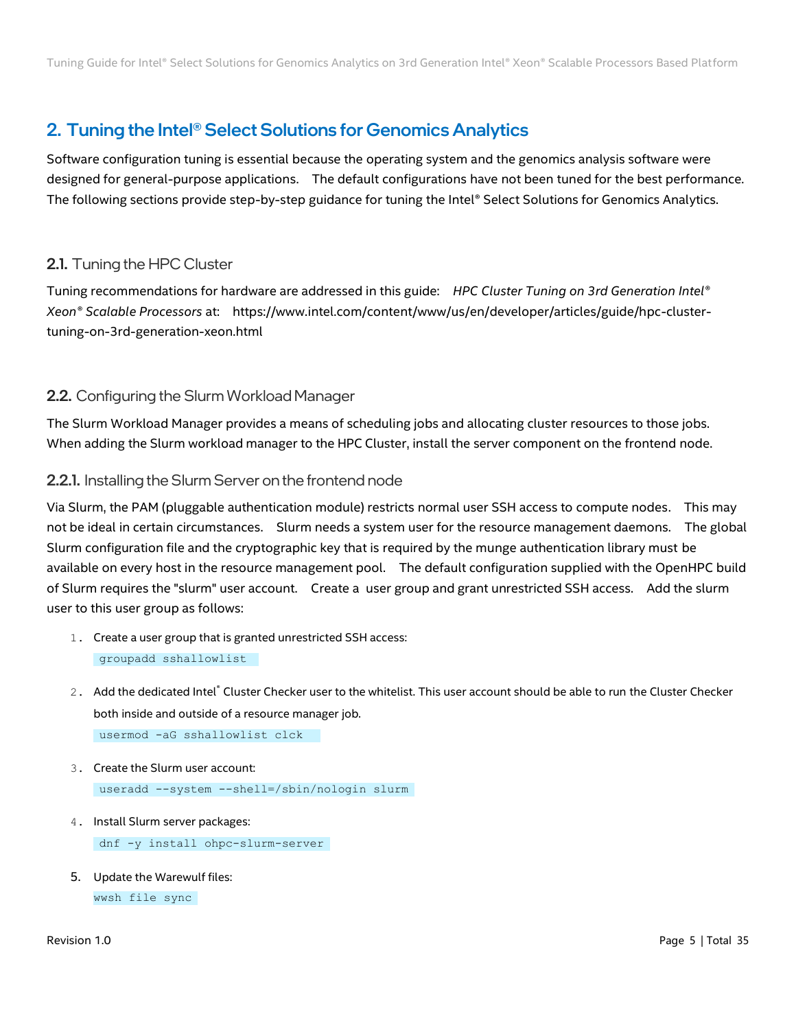## 2. Tuning the Intel® Select Solutions for Genomics Analytics

Software configuration tuning is essential because the operating system and the genomics analysis software were designed for general-purpose applications. The default configurations have not been tuned for the best performance. The following sections provide step-by-step guidance for tuning the Intel® Select Solutions for Genomics Analytics.

### 2.1. Tuning the HPC Cluster

Tuning recommendations for hardware are addressed in this guide: *HPC Cluster Tuning on 3rd Generation Intel® Xeon® Scalable Processors* at: https://www.intel.com/content/www/us/en/developer/articles/guide/hpc-cluster-tuning-on-3rd-generation-xeon.html

### 2.2. Configuring the Slurm Workload Manager

The Slurm Workload Manager provides a means of scheduling jobs and allocating cluster resources to those jobs. When adding the Slurm workload manager to the HPC Cluster, install the server component on the frontend node.

#### 2.2.1. Installing the Slurm Server on the frontend node

Via Slurm, the PAM (pluggable authentication module) restricts normal user SSH access to compute nodes. This may not be ideal in certain circumstances. Slurm needs a system user for the resource management daemons. The global Slurm configuration file and the cryptographic key that is required by the munge authentication library must be available on every host in the resource management pool. The default configuration supplied with the OpenHPC build of Slurm requires the "slurm" user account. Create a user group and grant unrestricted SSH access. Add the slurm user to this user group as follows:

1. Create a user group that is granted unrestricted SSH access:
   ```
   groupadd sshallowlist
   ```
2. Add the dedicated Intel® Cluster Checker user to the whitelist. This user account should be able to run the Cluster Checker both inside and outside of a resource manager job.
   ```
   usermod -aG sshallowlist clck
   ```
3. Create the Slurm user account:
   ```
   useradd --system --shell=/sbin/nologin slurm
   ```
4. Install Slurm server packages:
   ```
   dnf -y install ohpc-slurm-server
   ```
5. Update the Warewulf files:
   ```
   wwsh file sync
   ```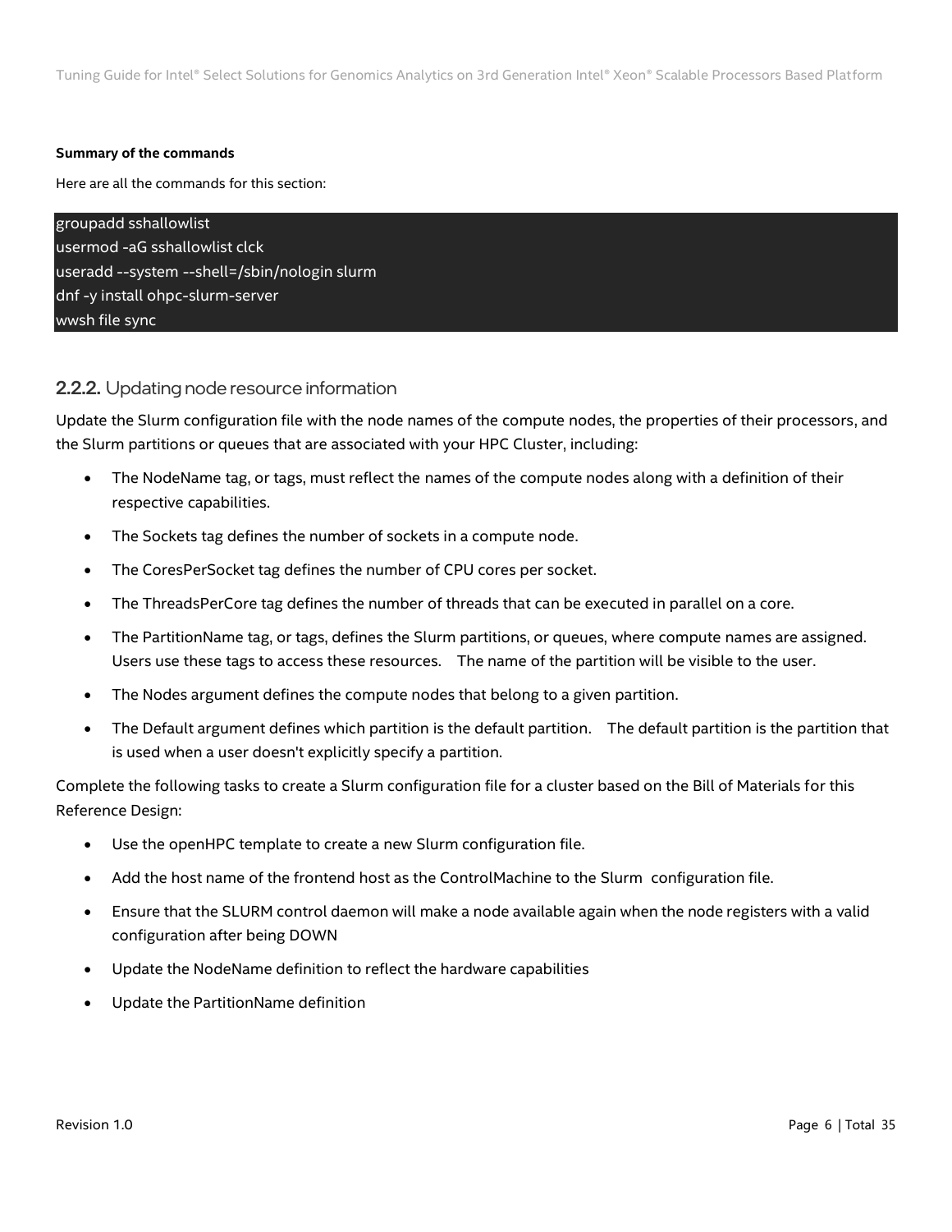**Summary of the commands**

Here are all the commands for this section:

```
groupadd sshallowlist
usermod -aG sshallowlist clck
useradd --system --shell=/sbin/nologin slurm
dnf -y install ohpc-slurm-server
wwsh file sync
```

### 2.2.2. Updating node resource information

Update the Slurm configuration file with the node names of the compute nodes, the properties of their processors, and the Slurm partitions or queues that are associated with your HPC Cluster, including:

- The NodeName tag, or tags, must reflect the names of the compute nodes along with a definition of their respective capabilities.
- The Sockets tag defines the number of sockets in a compute node.
- The CoresPerSocket tag defines the number of CPU cores per socket.
- The ThreadsPerCore tag defines the number of threads that can be executed in parallel on a core.
- The PartitionName tag, or tags, defines the Slurm partitions, or queues, where compute names are assigned. Users use these tags to access these resources. The name of the partition will be visible to the user.
- The Nodes argument defines the compute nodes that belong to a given partition.
- The Default argument defines which partition is the default partition. The default partition is the partition that is used when a user doesn't explicitly specify a partition.

Complete the following tasks to create a Slurm configuration file for a cluster based on the Bill of Materials for this Reference Design:

- Use the openHPC template to create a new Slurm configuration file.
- Add the host name of the frontend host as the ControlMachine to the Slurm configuration file.
- Ensure that the SLURM control daemon will make a node available again when the node registers with a valid configuration after being DOWN
- Update the NodeName definition to reflect the hardware capabilities
- Update the PartitionName definition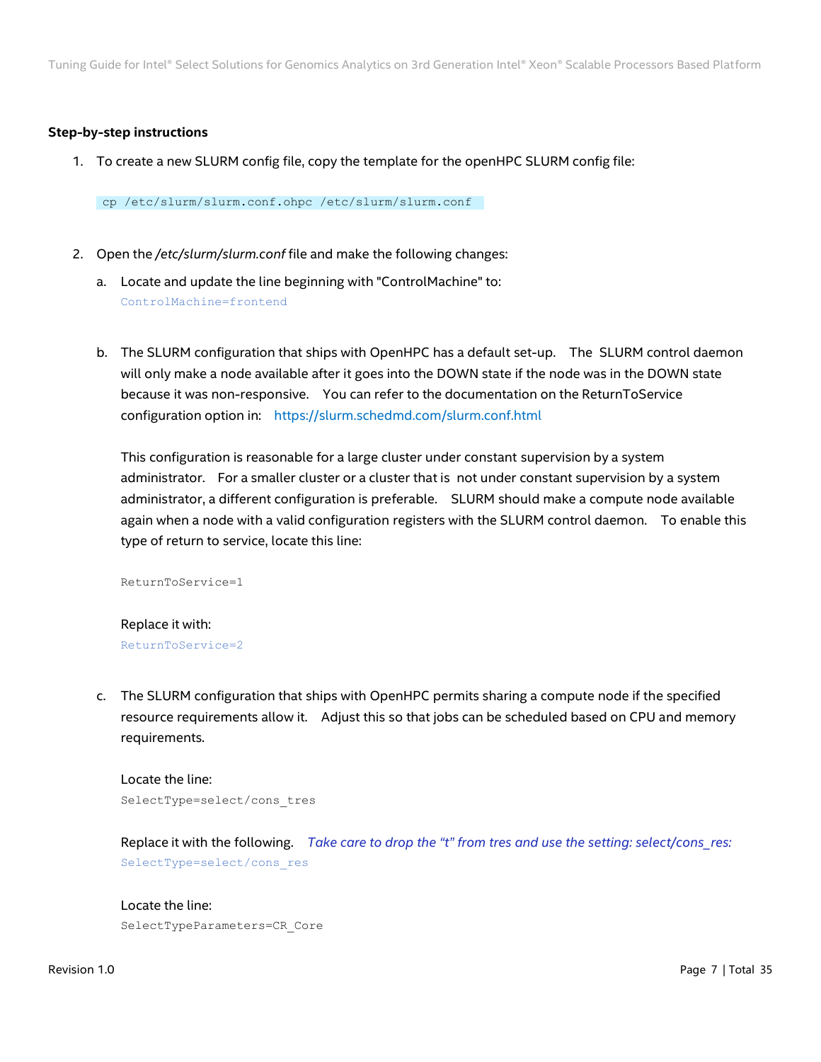**Step-by-step instructions**

1. To create a new SLURM config file, copy the template for the openHPC SLURM config file:

```
cp /etc/slurm/slurm.conf.ohpc /etc/slurm/slurm.conf
```

2. Open the */etc/slurm/slurm.conf* file and make the following changes:

   a. Locate and update the line beginning with "ControlMachine" to:

   ```
   ControlMachine=frontend
   ```

   b. The SLURM configuration that ships with OpenHPC has a default set-up. The SLURM control daemon will only make a node available after it goes into the DOWN state if the node was in the DOWN state because it was non-responsive. You can refer to the documentation on the ReturnToService configuration option in: https://slurm.schedmd.com/slurm.conf.html

   This configuration is reasonable for a large cluster under constant supervision by a system administrator. For a smaller cluster or a cluster that is not under constant supervision by a system administrator, a different configuration is preferable. SLURM should make a compute node available again when a node with a valid configuration registers with the SLURM control daemon. To enable this type of return to service, locate this line:

   ```
   ReturnToService=1
   ```

   Replace it with:

   ```
   ReturnToService=2
   ```

   c. The SLURM configuration that ships with OpenHPC permits sharing a compute node if the specified resource requirements allow it. Adjust this so that jobs can be scheduled based on CPU and memory requirements.

   Locate the line:

   ```
   SelectType=select/cons_tres
   ```

   Replace it with the following. *Take care to drop the "t" from tres and use the setting: select/cons_res:*

   ```
   SelectType=select/cons_res
   ```

   Locate the line:

   ```
   SelectTypeParameters=CR_Core
   ```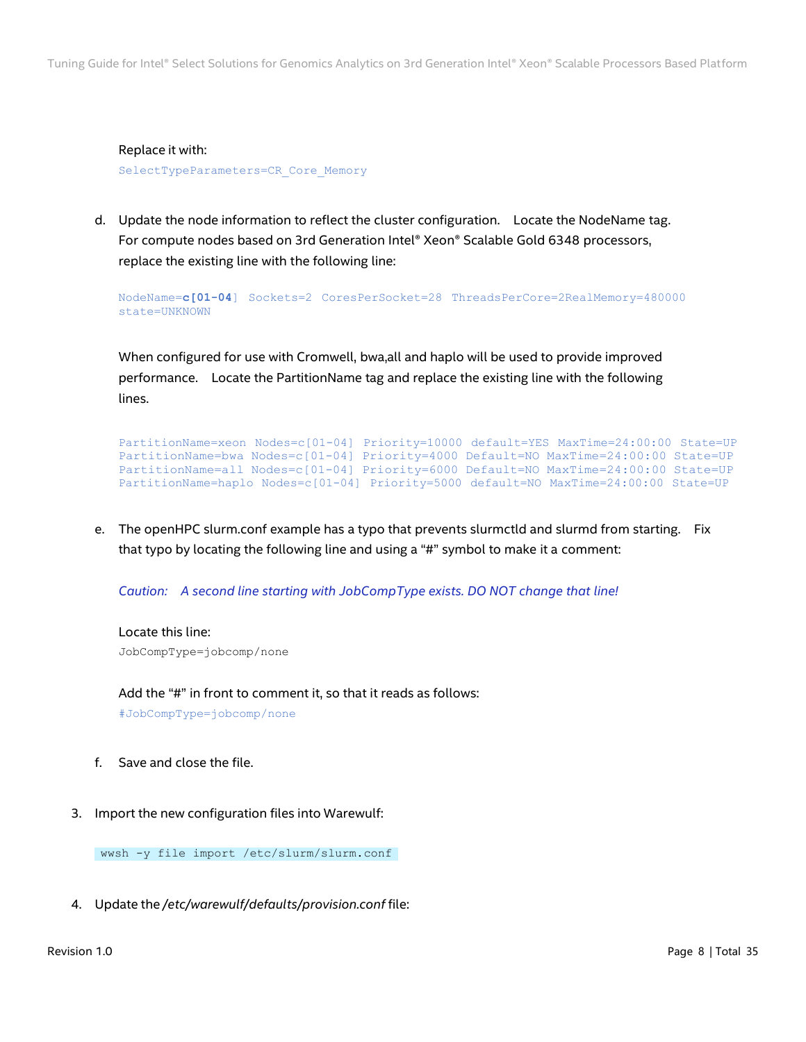Replace it with:

```
SelectTypeParameters=CR_Core_Memory
```

d. Update the node information to reflect the cluster configuration. Locate the NodeName tag. For compute nodes based on 3rd Generation Intel® Xeon® Scalable Gold 6348 processors, replace the existing line with the following line:

```
NodeName=c[01-04] Sockets=2 CoresPerSocket=28 ThreadsPerCore=2RealMemory=480000
state=UNKNOWN
```

When configured for use with Cromwell, bwa,all and haplo will be used to provide improved performance. Locate the PartitionName tag and replace the existing line with the following lines.

```
PartitionName=xeon Nodes=c[01-04] Priority=10000 default=YES MaxTime=24:00:00 State=UP
PartitionName=bwa Nodes=c[01-04] Priority=4000 Default=NO MaxTime=24:00:00 State=UP
PartitionName=all Nodes=c[01-04] Priority=6000 Default=NO MaxTime=24:00:00 State=UP
PartitionName=haplo Nodes=c[01-04] Priority=5000 default=NO MaxTime=24:00:00 State=UP
```

e. The openHPC slurm.conf example has a typo that prevents slurmctld and slurmd from starting. Fix that typo by locating the following line and using a "#" symbol to make it a comment:

*Caution: A second line starting with JobCompType exists. DO NOT change that line!*

Locate this line:

```
JobCompType=jobcomp/none
```

Add the "#" in front to comment it, so that it reads as follows:

```
#JobCompType=jobcomp/none
```

f. Save and close the file.

3. Import the new configuration files into Warewulf:

```
wwsh -y file import /etc/slurm/slurm.conf
```

4. Update the */etc/warewulf/defaults/provision.conf* file: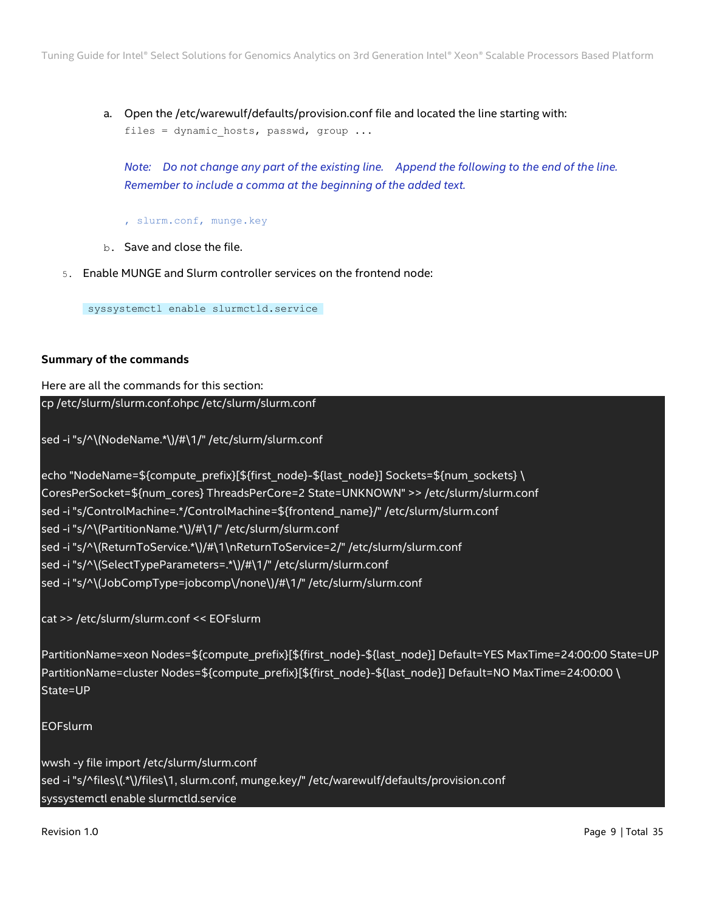a. Open the /etc/warewulf/defaults/provision.conf file and located the line starting with:

```
files = dynamic_hosts, passwd, group ...
```

*Note: Do not change any part of the existing line. Append the following to the end of the line. Remember to include a comma at the beginning of the added text.*

```
, slurm.conf, munge.key
```

b. Save and close the file.

5. Enable MUNGE and Slurm controller services on the frontend node:

```
syssystemctl enable slurmctld.service
```

**Summary of the commands**

Here are all the commands for this section:

```
cp /etc/slurm/slurm.conf.ohpc /etc/slurm/slurm.conf

sed -i "s/^\(NodeName.*\)/#\1/" /etc/slurm/slurm.conf

echo "NodeName=${compute_prefix}[${first_node}-${last_node}] Sockets=${num_sockets} \
CoresPerSocket=${num_cores} ThreadsPerCore=2 State=UNKNOWN" >> /etc/slurm/slurm.conf
sed -i "s/ControlMachine=.*/ControlMachine=${frontend_name}/" /etc/slurm/slurm.conf
sed -i "s/^\(PartitionName.*\)/#\1/" /etc/slurm/slurm.conf
sed -i "s/^\(ReturnToService.*\)/#\1\nReturnToService=2/" /etc/slurm/slurm.conf
sed -i "s/^\(SelectTypeParameters=.*\)/#\1/" /etc/slurm/slurm.conf
sed -i "s/^\(JobCompType=jobcomp\/none\)/#\1/" /etc/slurm/slurm.conf

cat >> /etc/slurm/slurm.conf << EOFslurm

PartitionName=xeon Nodes=${compute_prefix}[${first_node}-${last_node}] Default=YES MaxTime=24:00:00 State=UP
PartitionName=cluster Nodes=${compute_prefix}[${first_node}-${last_node}] Default=NO MaxTime=24:00:00 \
State=UP

EOFslurm

wwsh -y file import /etc/slurm/slurm.conf
sed -i "s/^files\(.*\)/files\1, slurm.conf, munge.key/" /etc/warewulf/defaults/provision.conf
syssystemctl enable slurmctld.service
```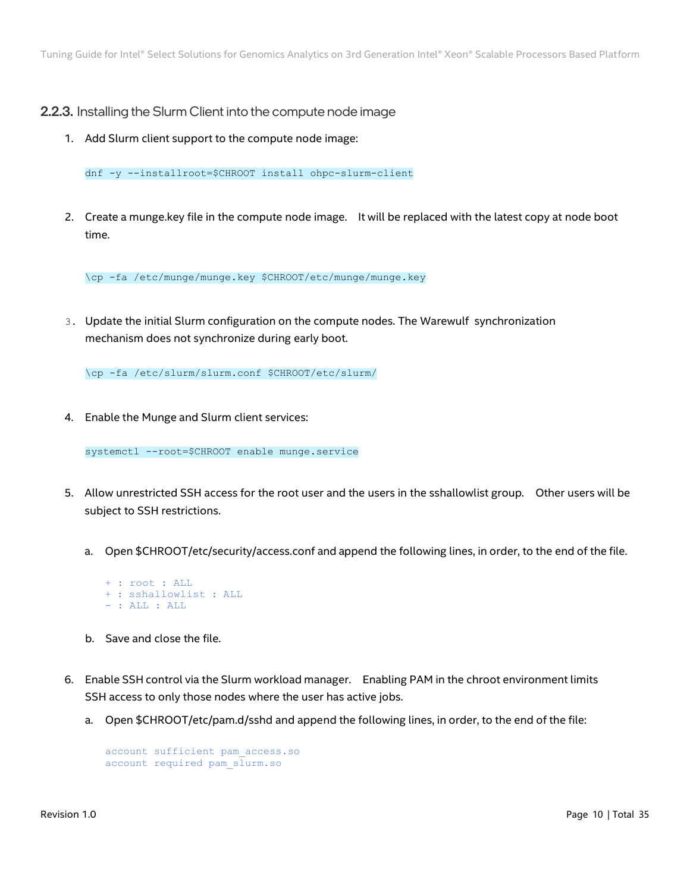### 2.2.3. Installing the Slurm Client into the compute node image

1. Add Slurm client support to the compute node image:

```
dnf -y --installroot=$CHROOT install ohpc-slurm-client
```

2. Create a munge.key file in the compute node image. It will be replaced with the latest copy at node boot time.

```
\cp -fa /etc/munge/munge.key $CHROOT/etc/munge/munge.key
```

3. Update the initial Slurm configuration on the compute nodes. The Warewulf synchronization mechanism does not synchronize during early boot.

```
\cp -fa /etc/slurm/slurm.conf $CHROOT/etc/slurm/
```

4. Enable the Munge and Slurm client services:

```
systemctl --root=$CHROOT enable munge.service
```

5. Allow unrestricted SSH access for the root user and the users in the sshallowlist group. Other users will be subject to SSH restrictions.

   a. Open $CHROOT/etc/security/access.conf and append the following lines, in order, to the end of the file.

   ```
   + : root : ALL
   + : sshallowlist : ALL
   - : ALL : ALL
   ```

   b. Save and close the file.

6. Enable SSH control via the Slurm workload manager. Enabling PAM in the chroot environment limits SSH access to only those nodes where the user has active jobs.

   a. Open $CHROOT/etc/pam.d/sshd and append the following lines, in order, to the end of the file:

   ```
   account sufficient pam_access.so
   account required pam_slurm.so
   ```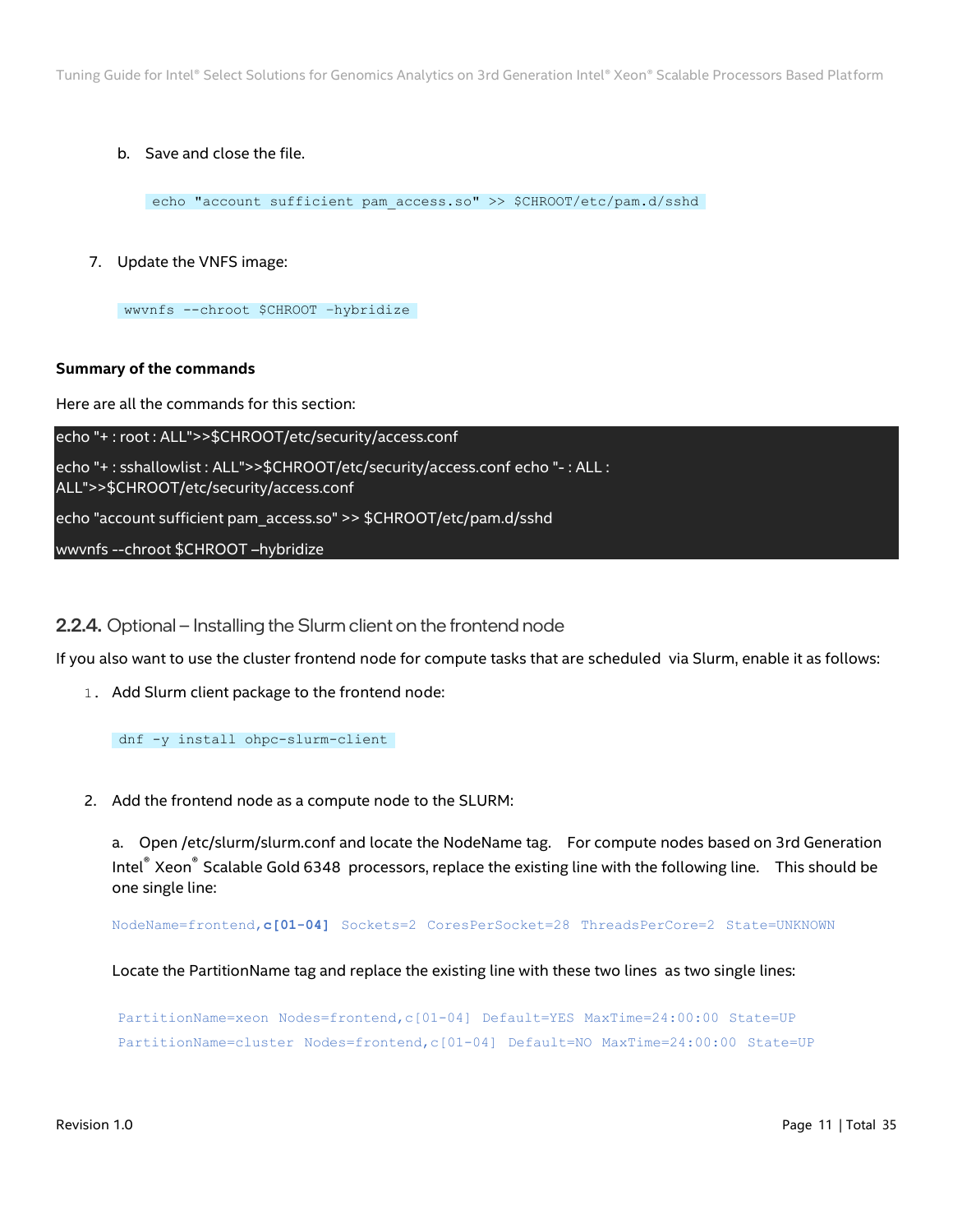b. Save and close the file.

```
echo "account sufficient pam_access.so" >> $CHROOT/etc/pam.d/sshd
```

7. Update the VNFS image:

```
wwvnfs --chroot $CHROOT -hybridize
```

**Summary of the commands**

Here are all the commands for this section:

```
echo "+ : root : ALL">>$CHROOT/etc/security/access.conf
echo "+ : sshallowlist : ALL">>$CHROOT/etc/security/access.conf echo "- : ALL : ALL">>$CHROOT/etc/security/access.conf
echo "account sufficient pam_access.so" >> $CHROOT/etc/pam.d/sshd
wwvnfs --chroot $CHROOT –hybridize
```

### 2.2.4. Optional – Installing the Slurm client on the frontend node

If you also want to use the cluster frontend node for compute tasks that are scheduled via Slurm, enable it as follows:

1. Add Slurm client package to the frontend node:

```
dnf -y install ohpc-slurm-client
```

2. Add the frontend node as a compute node to the SLURM:

   a. Open /etc/slurm/slurm.conf and locate the NodeName tag. For compute nodes based on 3rd Generation Intel® Xeon® Scalable Gold 6348 processors, replace the existing line with the following line. This should be one single line:

```
NodeName=frontend,c[01-04] Sockets=2 CoresPerSocket=28 ThreadsPerCore=2 State=UNKNOWN
```

   Locate the PartitionName tag and replace the existing line with these two lines as two single lines:

```
PartitionName=xeon Nodes=frontend,c[01-04] Default=YES MaxTime=24:00:00 State=UP
PartitionName=cluster Nodes=frontend,c[01-04] Default=NO MaxTime=24:00:00 State=UP
```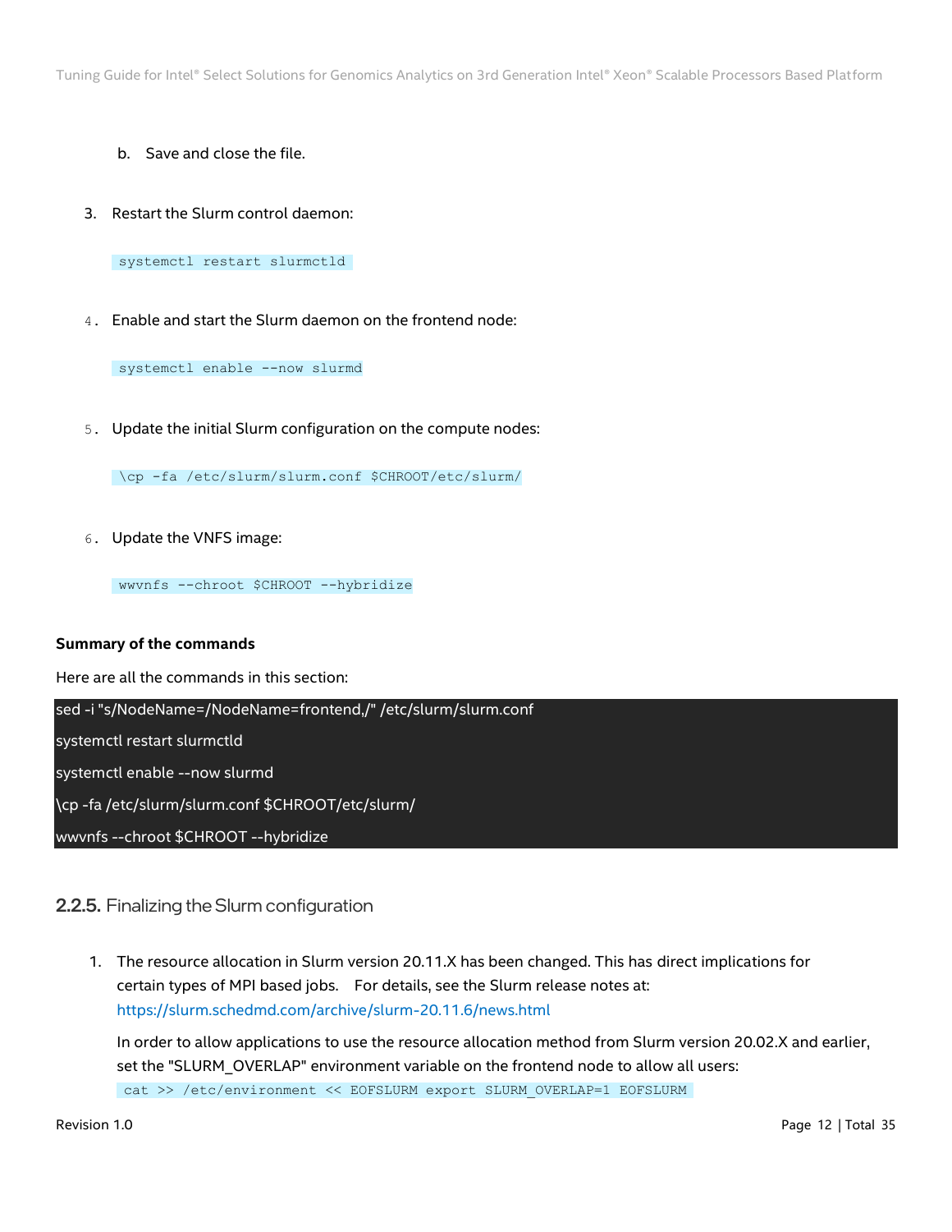b. Save and close the file.

3. Restart the Slurm control daemon:

```
systemctl restart slurmctld
```

4. Enable and start the Slurm daemon on the frontend node:

```
systemctl enable --now slurmd
```

5. Update the initial Slurm configuration on the compute nodes:

```
\cp -fa /etc/slurm/slurm.conf $CHROOT/etc/slurm/
```

6. Update the VNFS image:

```
wwvnfs --chroot $CHROOT --hybridize
```

**Summary of the commands**

Here are all the commands in this section:

```
sed -i "s/NodeName=/NodeName=frontend,/" /etc/slurm/slurm.conf
systemctl restart slurmctld
systemctl enable --now slurmd
\cp -fa /etc/slurm/slurm.conf $CHROOT/etc/slurm/
wwvnfs --chroot $CHROOT --hybridize
```

### 2.2.5. Finalizing the Slurm configuration

1. The resource allocation in Slurm version 20.11.X has been changed. This has direct implications for certain types of MPI based jobs. For details, see the Slurm release notes at: https://slurm.schedmd.com/archive/slurm-20.11.6/news.html

   In order to allow applications to use the resource allocation method from Slurm version 20.02.X and earlier, set the "SLURM_OVERLAP" environment variable on the frontend node to allow all users:

   ```
   cat >> /etc/environment << EOFSLURM export SLURM_OVERLAP=1 EOFSLURM
   ```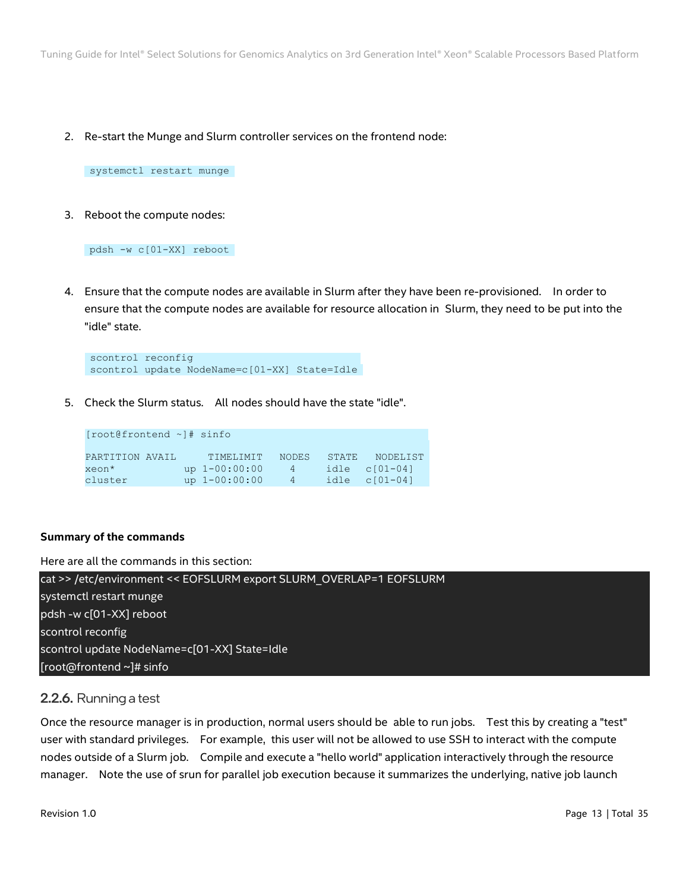2. Re-start the Munge and Slurm controller services on the frontend node:

```
systemctl restart munge
```

3. Reboot the compute nodes:

```
pdsh -w c[01-XX] reboot
```

4. Ensure that the compute nodes are available in Slurm after they have been re-provisioned. In order to ensure that the compute nodes are available for resource allocation in Slurm, they need to be put into the "idle" state.

```
scontrol reconfig
scontrol update NodeName=c[01-XX] State=Idle
```

5. Check the Slurm status. All nodes should have the state "idle".

```
[root@frontend ~]# sinfo

PARTITION AVAIL     TIMELIMIT   NODES   STATE   NODELIST
xeon*           up 1-00:00:00     4      idle   c[01-04]
cluster         up 1-00:00:00     4      idle   c[01-04]
```

**Summary of the commands**

Here are all the commands in this section:

```
cat >> /etc/environment << EOFSLURM export SLURM_OVERLAP=1 EOFSLURM
systemctl restart munge
pdsh -w c[01-XX] reboot
scontrol reconfig
scontrol update NodeName=c[01-XX] State=Idle
[root@frontend ~]# sinfo
```

### 2.2.6. Running a test

Once the resource manager is in production, normal users should be able to run jobs. Test this by creating a "test" user with standard privileges. For example, this user will not be allowed to use SSH to interact with the compute nodes outside of a Slurm job. Compile and execute a "hello world" application interactively through the resource manager. Note the use of srun for parallel job execution because it summarizes the underlying, native job launch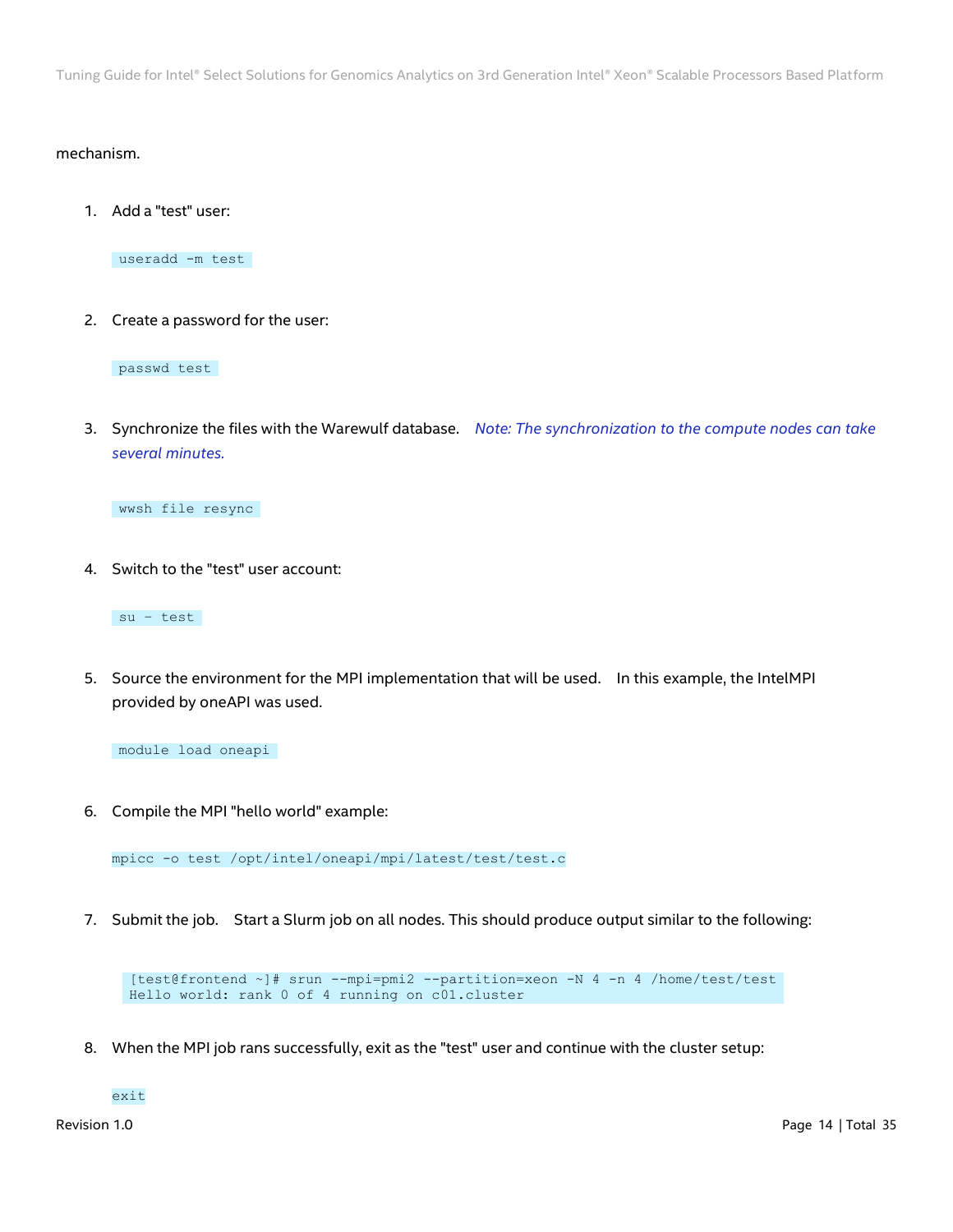mechanism.

1. Add a "test" user:

```
useradd -m test
```

2. Create a password for the user:

```
passwd test
```

3. Synchronize the files with the Warewulf database. *Note: The synchronization to the compute nodes can take several minutes.*

```
wwsh file resync
```

4. Switch to the "test" user account:

```
su - test
```

5. Source the environment for the MPI implementation that will be used. In this example, the IntelMPI provided by oneAPI was used.

```
module load oneapi
```

6. Compile the MPI "hello world" example:

```
mpicc -o test /opt/intel/oneapi/mpi/latest/test/test.c
```

7. Submit the job. Start a Slurm job on all nodes. This should produce output similar to the following:

```
[test@frontend ~]# srun --mpi=pmi2 --partition=xeon -N 4 -n 4 /home/test/test
Hello world: rank 0 of 4 running on c01.cluster
```

8. When the MPI job rans successfully, exit as the "test" user and continue with the cluster setup:

```
exit
```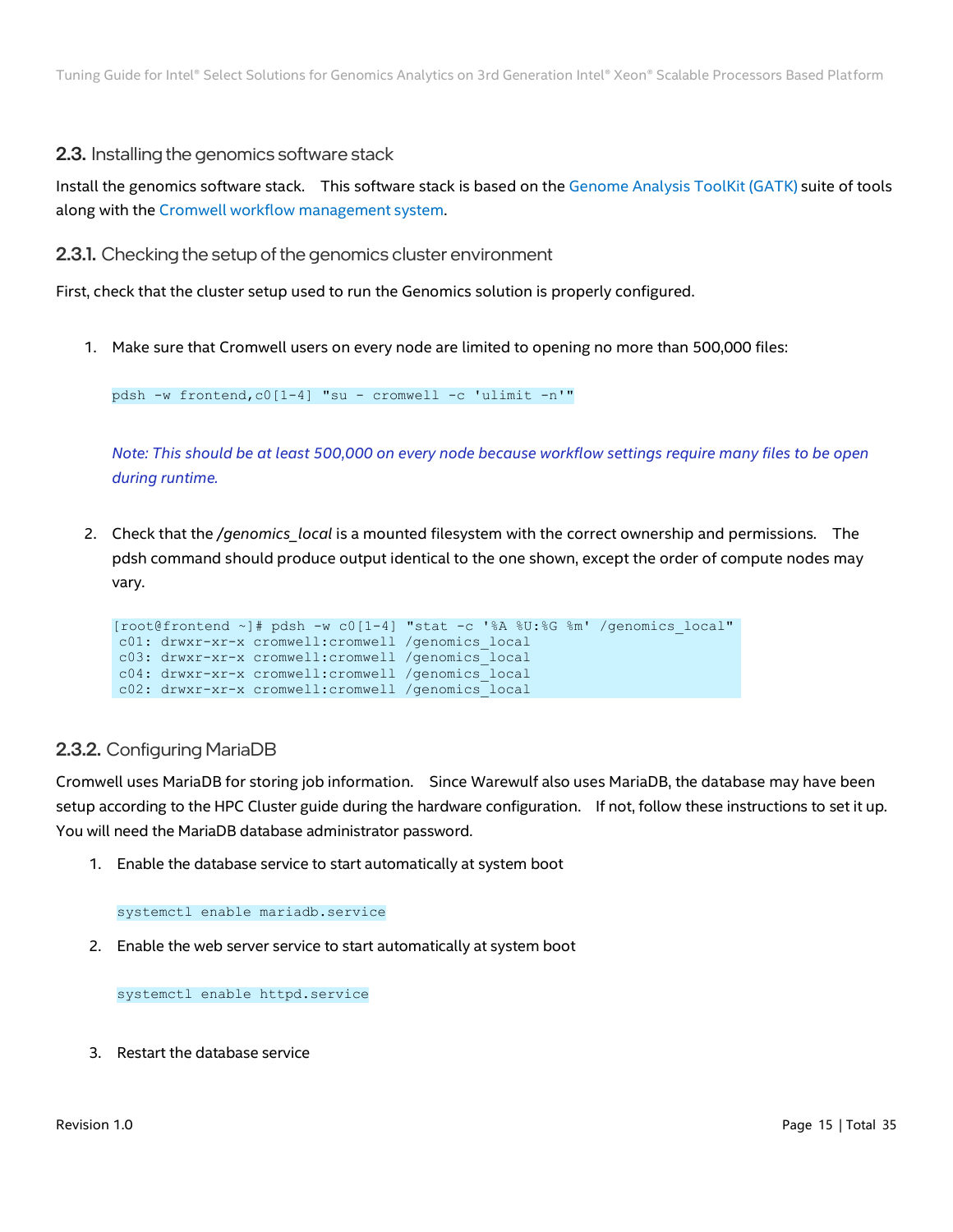## 2.3. Installing the genomics software stack

Install the genomics software stack. This software stack is based on the Genome Analysis ToolKit (GATK) suite of tools along with the Cromwell workflow management system.

### 2.3.1. Checking the setup of the genomics cluster environment

First, check that the cluster setup used to run the Genomics solution is properly configured.

1. Make sure that Cromwell users on every node are limited to opening no more than 500,000 files:

   ```
   pdsh -w frontend,c0[1-4] "su - cromwell -c 'ulimit -n'"
   ```

   *Note: This should be at least 500,000 on every node because workflow settings require many files to be open during runtime.*

2. Check that the */genomics_local* is a mounted filesystem with the correct ownership and permissions. The pdsh command should produce output identical to the one shown, except the order of compute nodes may vary.

   ```
   [root@frontend ~]# pdsh -w c0[1-4] "stat -c '%A %U:%G %m' /genomics_local"
    c01: drwxr-xr-x cromwell:cromwell /genomics_local
    c03: drwxr-xr-x cromwell:cromwell /genomics_local
    c04: drwxr-xr-x cromwell:cromwell /genomics_local
    c02: drwxr-xr-x cromwell:cromwell /genomics_local
   ```

### 2.3.2. Configuring MariaDB

Cromwell uses MariaDB for storing job information. Since Warewulf also uses MariaDB, the database may have been setup according to the HPC Cluster guide during the hardware configuration. If not, follow these instructions to set it up. You will need the MariaDB database administrator password.

1. Enable the database service to start automatically at system boot

   ```
   systemctl enable mariadb.service
   ```

2. Enable the web server service to start automatically at system boot

   ```
   systemctl enable httpd.service
   ```

3. Restart the database service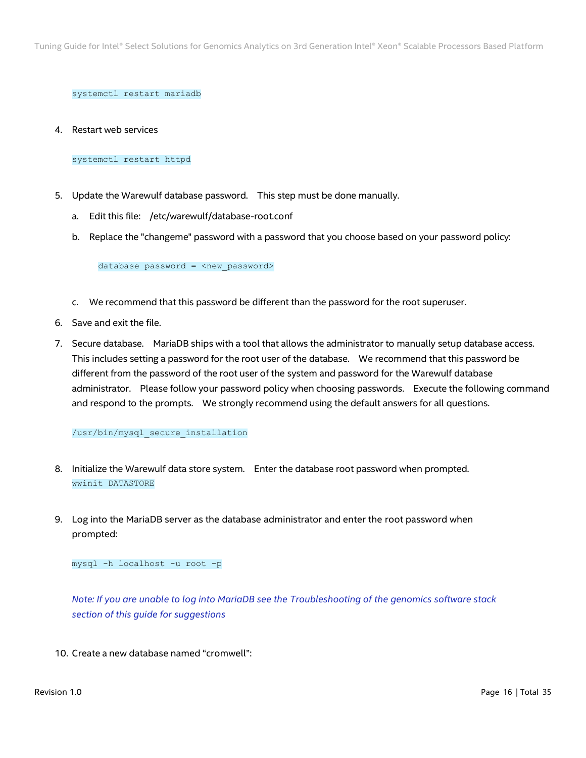```
systemctl restart mariadb
```

4. Restart web services

```
systemctl restart httpd
```

5. Update the Warewulf database password. This step must be done manually.
   a. Edit this file: /etc/warewulf/database-root.conf
   b. Replace the "changeme" password with a password that you choose based on your password policy:

      ```
      database password = <new_password>
      ```

   c. We recommend that this password be different than the password for the root superuser.
6. Save and exit the file.
7. Secure database. MariaDB ships with a tool that allows the administrator to manually setup database access. This includes setting a password for the root user of the database. We recommend that this password be different from the password of the root user of the system and password for the Warewulf database administrator. Please follow your password policy when choosing passwords. Execute the following command and respond to the prompts. We strongly recommend using the default answers for all questions.

   ```
   /usr/bin/mysql_secure_installation
   ```

8. Initialize the Warewulf data store system. Enter the database root password when prompted.

   ```
   wwinit DATASTORE
   ```

9. Log into the MariaDB server as the database administrator and enter the root password when prompted:

   ```
   mysql -h localhost -u root -p
   ```

   *Note: If you are unable to log into MariaDB see the Troubleshooting of the genomics software stack section of this guide for suggestions*

10. Create a new database named “cromwell”: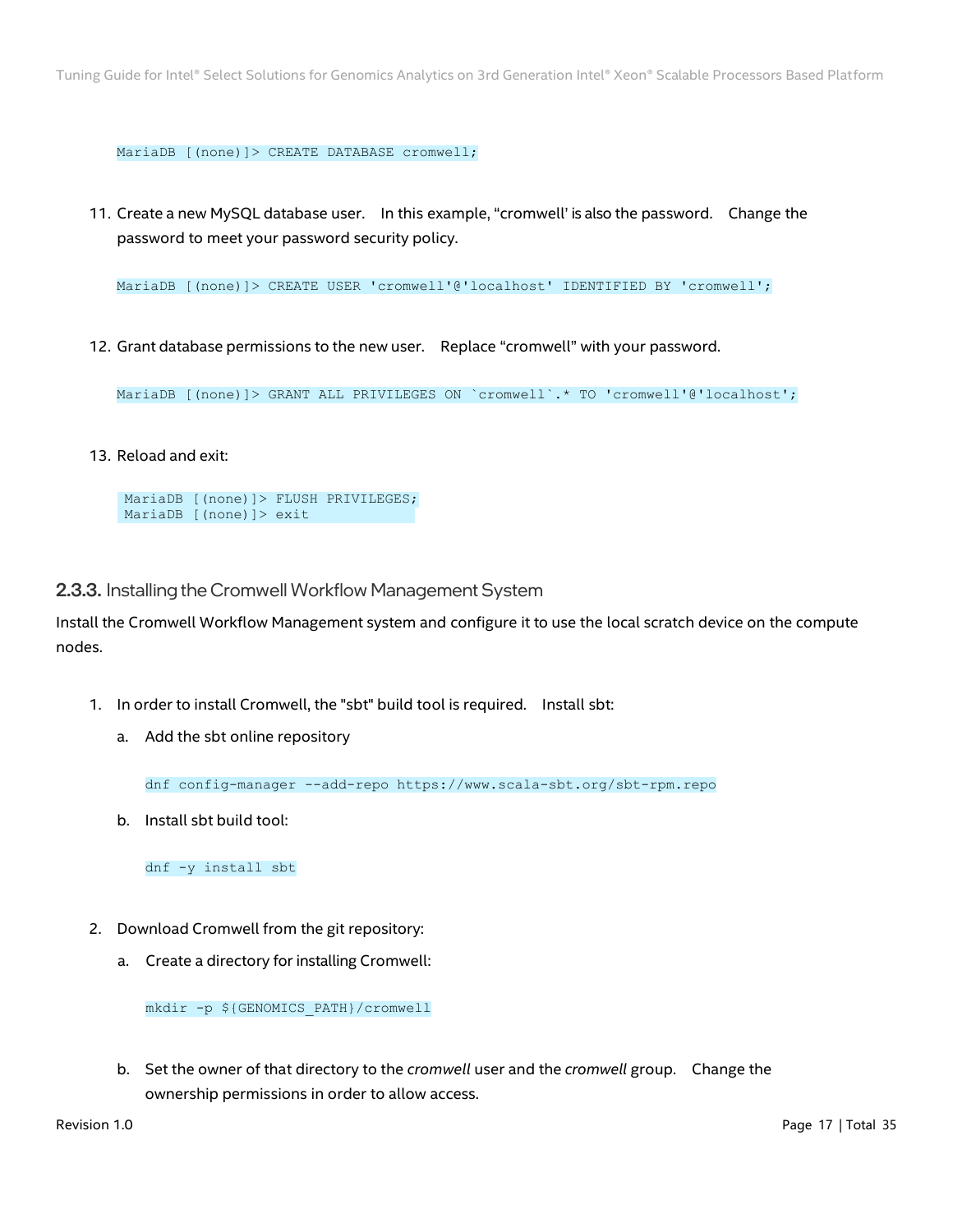```
MariaDB [(none)]> CREATE DATABASE cromwell;
```

11. Create a new MySQL database user. In this example, "cromwell' is also the password. Change the password to meet your password security policy.

```
MariaDB [(none)]> CREATE USER 'cromwell'@'localhost' IDENTIFIED BY 'cromwell';
```

12. Grant database permissions to the new user. Replace "cromwell" with your password.

```
MariaDB [(none)]> GRANT ALL PRIVILEGES ON `cromwell`.* TO 'cromwell'@'localhost';
```

13. Reload and exit:

```
MariaDB [(none)]> FLUSH PRIVILEGES;
MariaDB [(none)]> exit
```

### 2.3.3. Installing the Cromwell Workflow Management System

Install the Cromwell Workflow Management system and configure it to use the local scratch device on the compute nodes.

1. In order to install Cromwell, the "sbt" build tool is required. Install sbt:

   a. Add the sbt online repository

   ```
   dnf config-manager --add-repo https://www.scala-sbt.org/sbt-rpm.repo
   ```

   b. Install sbt build tool:

   ```
   dnf -y install sbt
   ```

2. Download Cromwell from the git repository:

   a. Create a directory for installing Cromwell:

   ```
   mkdir -p ${GENOMICS_PATH}/cromwell
   ```

   b. Set the owner of that directory to the *cromwell* user and the *cromwell* group. Change the ownership permissions in order to allow access.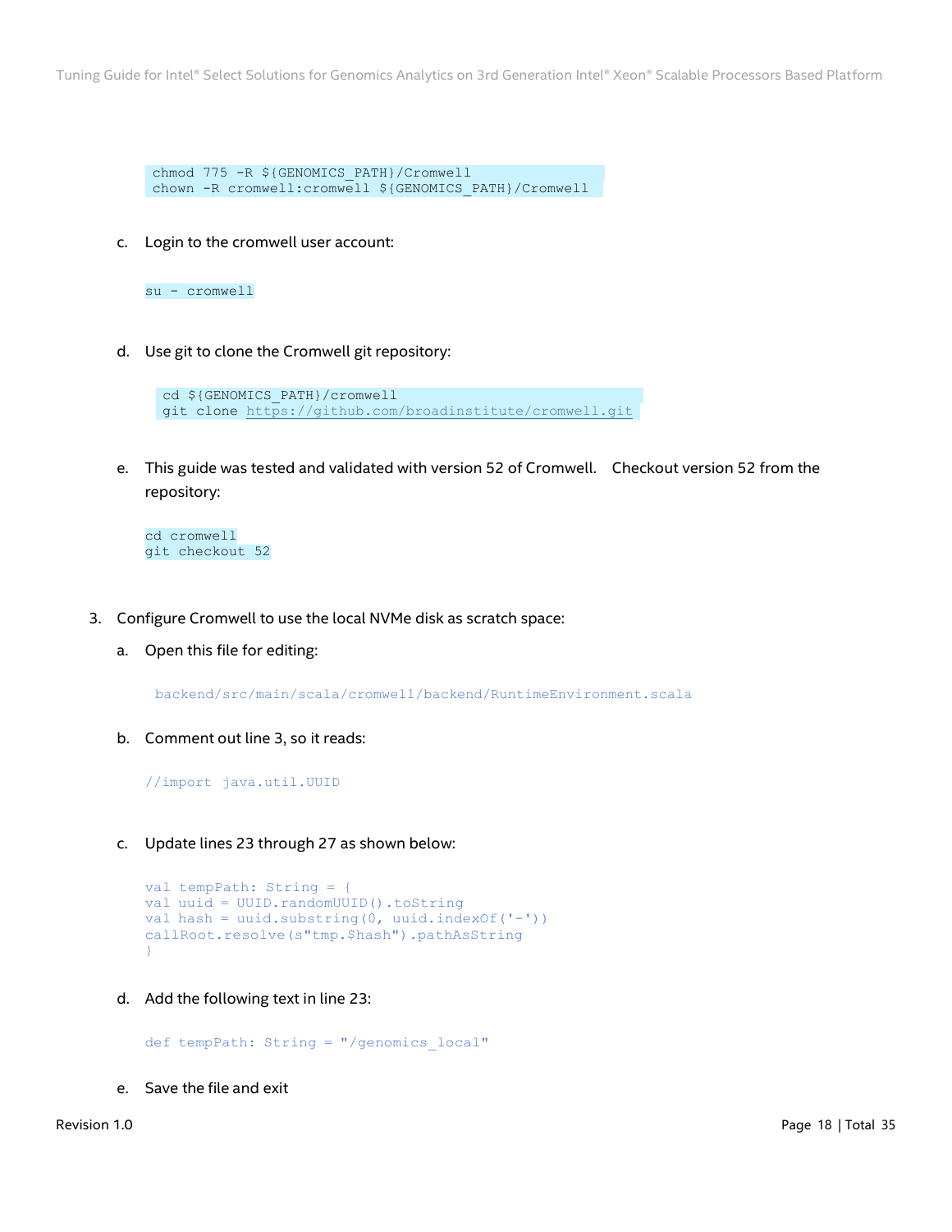```
chmod 775 -R ${GENOMICS_PATH}/Cromwell
chown -R cromwell:cromwell ${GENOMICS_PATH}/Cromwell
```

c. Login to the cromwell user account:

```
su - cromwell
```

d. Use git to clone the Cromwell git repository:

```
cd ${GENOMICS_PATH}/cromwell
git clone https://github.com/broadinstitute/cromwell.git
```

e. This guide was tested and validated with version 52 of Cromwell.  Checkout version 52 from the repository:

```
cd cromwell
git checkout 52
```

3. Configure Cromwell to use the local NVMe disk as scratch space:

   a. Open this file for editing:

   ```
   backend/src/main/scala/cromwell/backend/RuntimeEnvironment.scala
   ```

   b. Comment out line 3, so it reads:

   ```
   //import java.util.UUID
   ```

   c. Update lines 23 through 27 as shown below:

   ```
   val tempPath: String = {
   val uuid = UUID.randomUUID().toString
   val hash = uuid.substring(0, uuid.indexOf('-'))
   callRoot.resolve(s"tmp.$hash").pathAsString
   }
   ```

   d. Add the following text in line 23:

   ```
   def tempPath: String = "/genomics_local"
   ```

   e. Save the file and exit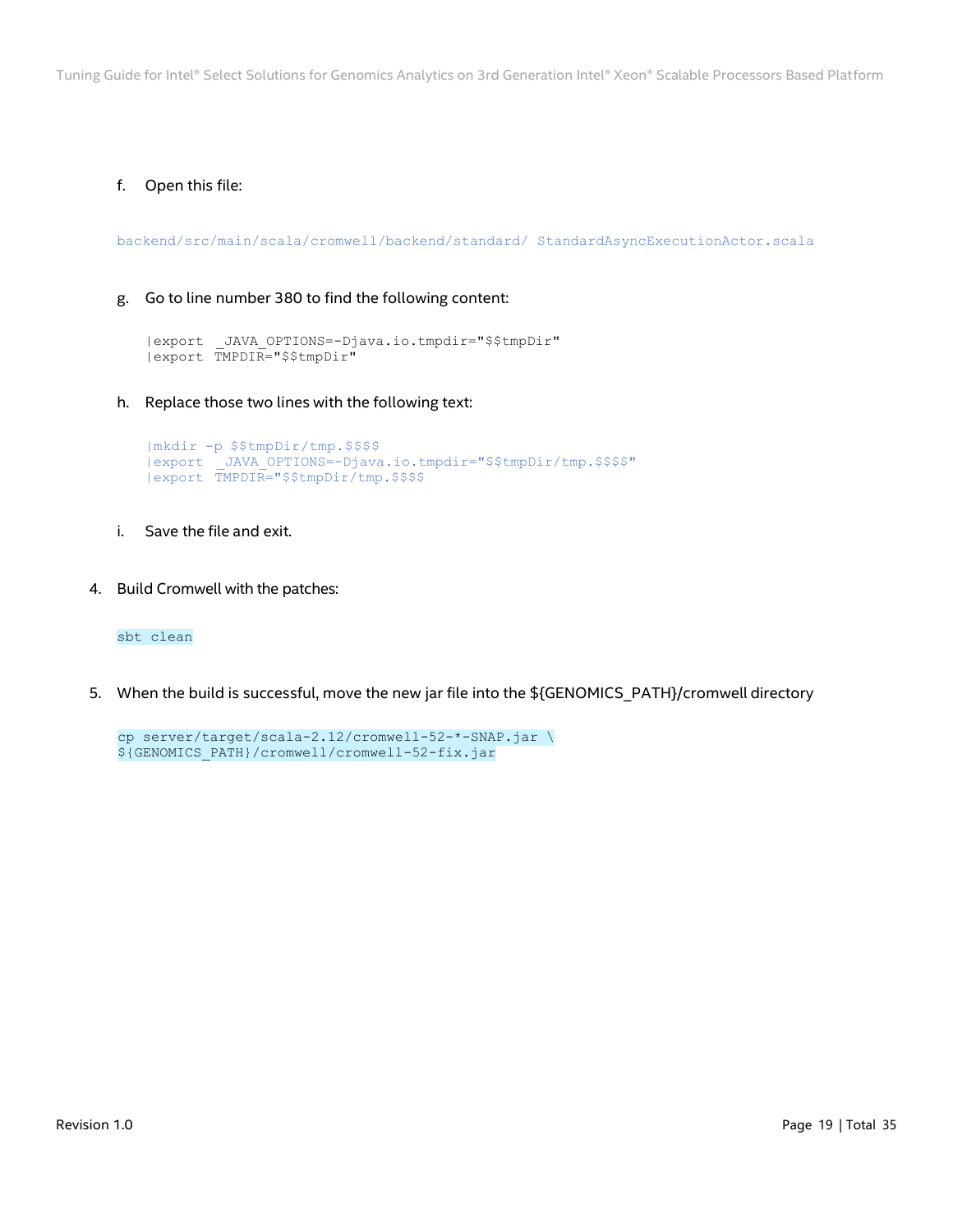f. Open this file:

```
backend/src/main/scala/cromwell/backend/standard/ StandardAsyncExecutionActor.scala
```

g. Go to line number 380 to find the following content:

```
|export _JAVA_OPTIONS=-Djava.io.tmpdir="$$tmpDir"
|export TMPDIR="$$tmpDir"
```

h. Replace those two lines with the following text:

```
|mkdir -p $$tmpDir/tmp.$$$$
|export _JAVA_OPTIONS=-Djava.io.tmpdir="$$tmpDir/tmp.$$$$"
|export TMPDIR="$$tmpDir/tmp.$$$$
```

i. Save the file and exit.

4. Build Cromwell with the patches:

```
sbt clean
```

5. When the build is successful, move the new jar file into the ${GENOMICS_PATH}/cromwell directory

```
cp server/target/scala-2.12/cromwell-52-*-SNAP.jar \
${GENOMICS_PATH}/cromwell/cromwell-52-fix.jar
```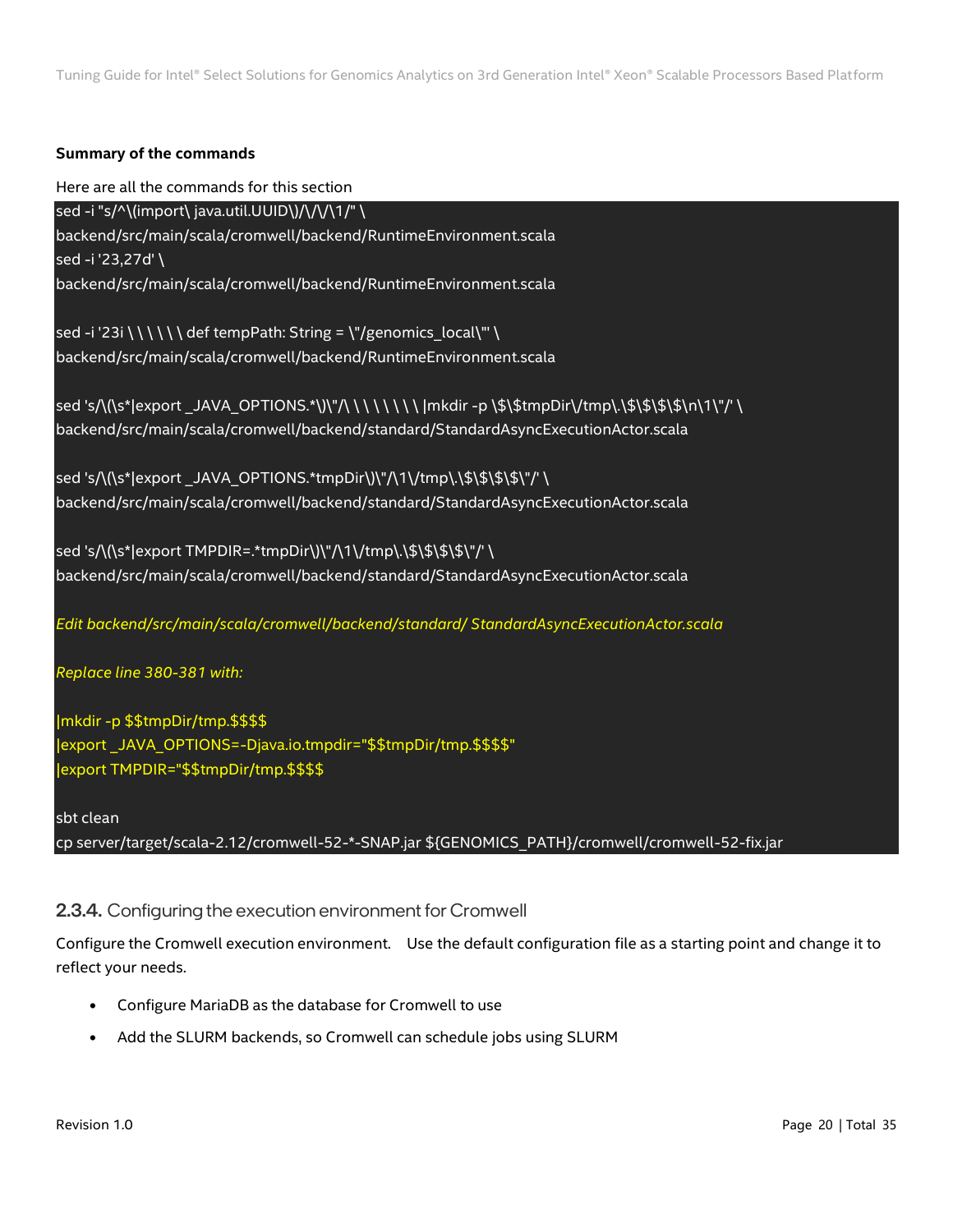**Summary of the commands**

Here are all the commands for this section

```
sed -i "s/^\(import\ java.util.UUID\)/\/\/\1/" \
backend/src/main/scala/cromwell/backend/RuntimeEnvironment.scala
sed -i '23,27d' \
backend/src/main/scala/cromwell/backend/RuntimeEnvironment.scala

sed -i '23i \ \ \ \ \ \ def tempPath: String = \"/genomics_local\"' \
backend/src/main/scala/cromwell/backend/RuntimeEnvironment.scala

sed 's/\(\s*|export _JAVA_OPTIONS.*\)\"/\ \ \ \ \ \ \ \ |mkdir -p \$\$tmpDir\/tmp\.\$\$\$\$\n\1\"/' \
backend/src/main/scala/cromwell/backend/standard/StandardAsyncExecutionActor.scala

sed 's/\(\s*|export _JAVA_OPTIONS.*tmpDir\)\"/\1\/tmp\.\$\$\$\$\"/' \
backend/src/main/scala/cromwell/backend/standard/StandardAsyncExecutionActor.scala

sed 's/\(\s*|export TMPDIR=.*tmpDir\)\"/\1\/tmp\.\$\$\$\$\"/' \
backend/src/main/scala/cromwell/backend/standard/StandardAsyncExecutionActor.scala

Edit backend/src/main/scala/cromwell/backend/standard/ StandardAsyncExecutionActor.scala

Replace line 380-381 with:

|mkdir -p $$tmpDir/tmp.$$$$
|export _JAVA_OPTIONS=-Djava.io.tmpdir="$$tmpDir/tmp.$$$$"
|export TMPDIR="$$tmpDir/tmp.$$$$

sbt clean
cp server/target/scala-2.12/cromwell-52-*-SNAP.jar ${GENOMICS_PATH}/cromwell/cromwell-52-fix.jar
```

### 2.3.4. Configuring the execution environment for Cromwell

Configure the Cromwell execution environment. Use the default configuration file as a starting point and change it to reflect your needs.

- Configure MariaDB as the database for Cromwell to use
- Add the SLURM backends, so Cromwell can schedule jobs using SLURM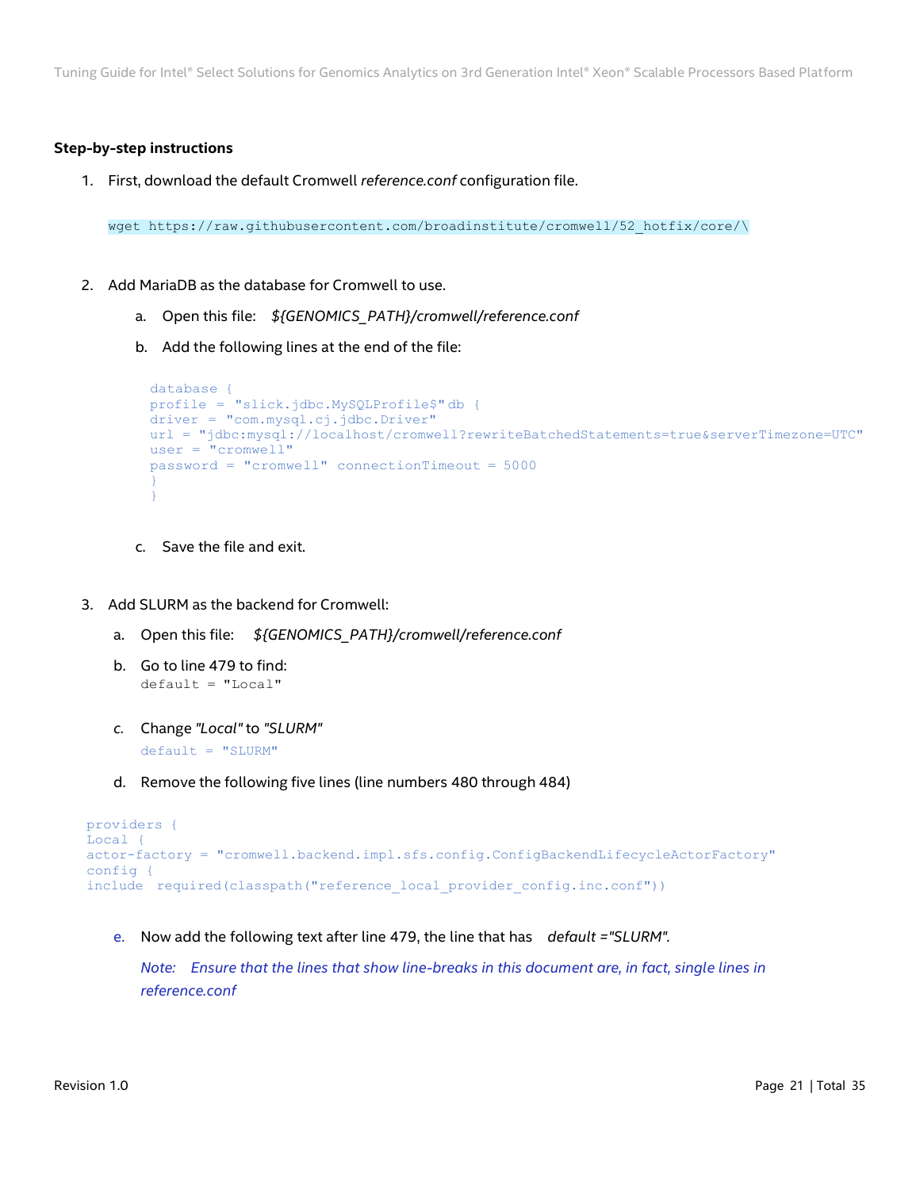**Step-by-step instructions**

1. First, download the default Cromwell *reference.conf* configuration file.

```
wget https://raw.githubusercontent.com/broadinstitute/cromwell/52_hotfix/core/\
```

2. Add MariaDB as the database for Cromwell to use.

   a. Open this file: *${GENOMICS_PATH}/cromwell/reference.conf*

   b. Add the following lines at the end of the file:

   ```
   database {
   profile = "slick.jdbc.MySQLProfile$" db {
   driver = "com.mysql.cj.jdbc.Driver"
   url = "jdbc:mysql://localhost/cromwell?rewriteBatchedStatements=true&serverTimezone=UTC"
   user = "cromwell"
   password = "cromwell" connectionTimeout = 5000
   }
   }
   ```

   c. Save the file and exit.

3. Add SLURM as the backend for Cromwell:

   a. Open this file: *${GENOMICS_PATH}/cromwell/reference.conf*

   b. Go to line 479 to find:
   ```
   default = "Local"
   ```

   c. Change *"Local"* to *"SLURM"*
   ```
   default = "SLURM"
   ```

   d. Remove the following five lines (line numbers 480 through 484)

   ```
   providers {
   Local {
   actor-factory = "cromwell.backend.impl.sfs.config.ConfigBackendLifecycleActorFactory"
   config {
   include  required(classpath("reference_local_provider_config.inc.conf"))
   ```

   e. Now add the following text after line 479, the line that has *default ="SLURM".*

   *Note: Ensure that the lines that show line-breaks in this document are, in fact, single lines in reference.conf*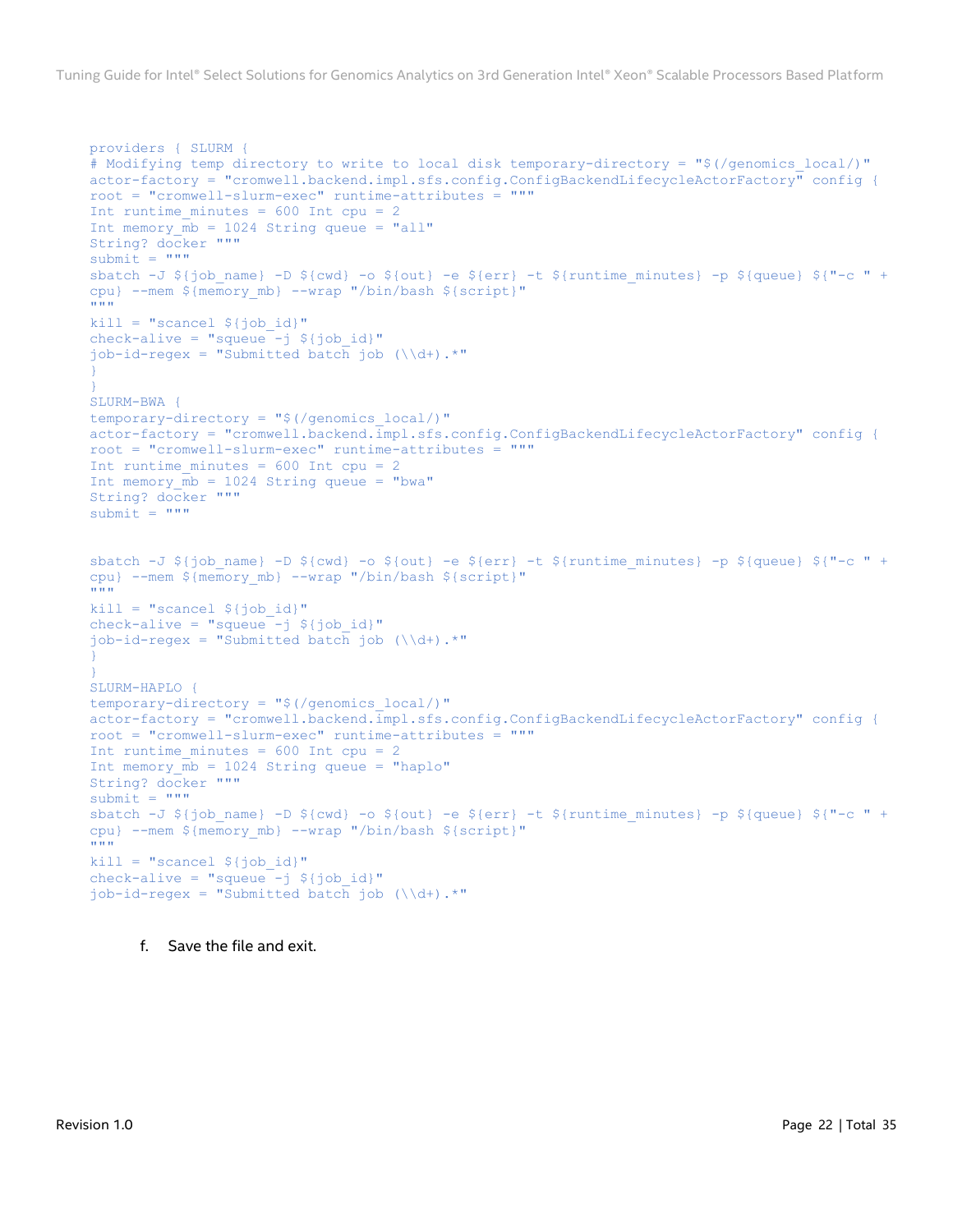```
providers { SLURM {
# Modifying temp directory to write to local disk temporary-directory = "$(/genomics_local/)"
actor-factory = "cromwell.backend.impl.sfs.config.ConfigBackendLifecycleActorFactory" config {
root = "cromwell-slurm-exec" runtime-attributes = """
Int runtime_minutes = 600 Int cpu = 2
Int memory_mb = 1024 String queue = "all"
String? docker """
submit = """
sbatch -J ${job_name} -D ${cwd} -o ${out} -e ${err} -t ${runtime_minutes} -p ${queue} ${"-c " +
cpu} --mem ${memory_mb} --wrap "/bin/bash ${script}"
"""
kill = "scancel ${job_id}"
check-alive = "squeue -j ${job_id}"
job-id-regex = "Submitted batch job (\\d+).*"
}
}
SLURM-BWA {
temporary-directory = "$(/genomics_local/)"
actor-factory = "cromwell.backend.impl.sfs.config.ConfigBackendLifecycleActorFactory" config {
root = "cromwell-slurm-exec" runtime-attributes = """
Int runtime_minutes = 600 Int cpu = 2
Int memory_mb = 1024 String queue = "bwa"
String? docker """
submit = """


sbatch -J ${job_name} -D ${cwd} -o ${out} -e ${err} -t ${runtime_minutes} -p ${queue} ${"-c " +
cpu} --mem ${memory_mb} --wrap "/bin/bash ${script}"
"""
kill = "scancel ${job_id}"
check-alive = "squeue -j ${job_id}"
job-id-regex = "Submitted batch job (\\d+).*"
}
}
SLURM-HAPLO {
temporary-directory = "$(/genomics_local/)"
actor-factory = "cromwell.backend.impl.sfs.config.ConfigBackendLifecycleActorFactory" config {
root = "cromwell-slurm-exec" runtime-attributes = """
Int runtime_minutes = 600 Int cpu = 2
Int memory_mb = 1024 String queue = "haplo"
String? docker """
submit = """
sbatch -J ${job_name} -D ${cwd} -o ${out} -e ${err} -t ${runtime_minutes} -p ${queue} ${"-c " +
cpu} --mem ${memory_mb} --wrap "/bin/bash ${script}"
"""
kill = "scancel ${job_id}"
check-alive = "squeue -j ${job_id}"
job-id-regex = "Submitted batch job (\\d+).*"
```

f. Save the file and exit.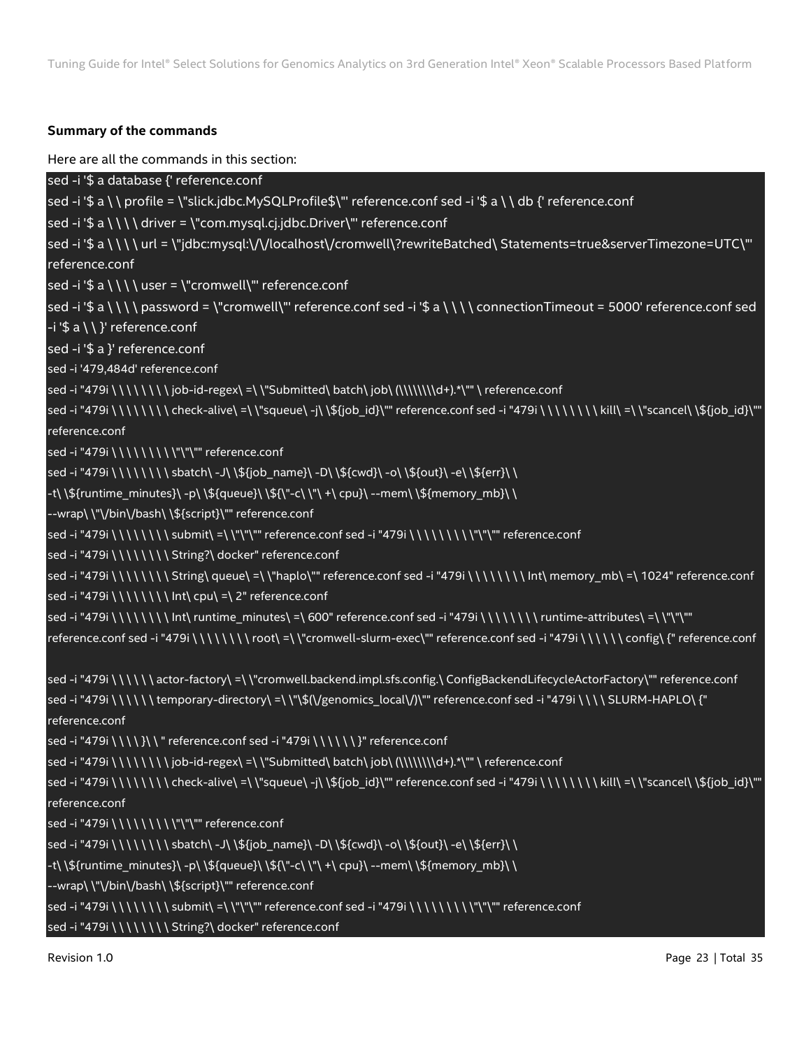**Summary of the commands**

Here are all the commands in this section:

```
sed -i '$ a database {' reference.conf
sed -i '$ a \ \ profile = \"slick.jdbc.MySQLProfile$\"' reference.conf sed -i '$ a \ \ db {' reference.conf
sed -i '$ a \ \ \ \ driver = \"com.mysql.cj.jdbc.Driver\"' reference.conf
sed -i '$ a \ \ \ \ url = \"jdbc:mysql:\/\/localhost\/cromwell\?rewriteBatched\ Statements=true&serverTimezone=UTC\"' reference.conf
sed -i '$ a \ \ \ \ user = \"cromwell\"' reference.conf
sed -i '$ a \ \ \ \ password = \"cromwell\"' reference.conf sed -i '$ a \ \ \ \ connectionTimeout = 5000' reference.conf sed -i '$ a \ \ }' reference.conf
sed -i '$ a }' reference.conf
sed -i '479,484d' reference.conf
sed -i "479i \ \ \ \ \ \ \ \ job-id-regex\ =\ \"Submitted\ batch\ job\ (\\\\\\\\d+).*\"" \ reference.conf
sed -i "479i \ \ \ \ \ \ \ \ check-alive\ =\ \"squeue\ -j\ \${job_id}\"" reference.conf sed -i "479i \ \ \ \ \ \ \ \ kill\ =\ \"scancel\ \${job_id}\"" reference.conf
sed -i "479i \ \ \ \ \ \ \ \ \ \"\"\"" reference.conf
sed -i "479i \ \ \ \ \ \ \ \ sbatch\ -J\ \${job_name}\ -D\ \${cwd}\ -o\ \${out}\ -e\ \${err}\ \
-t\ \${runtime_minutes}\ -p\ \${queue}\ \${\"-c\ \"\ +\ cpu}\ --mem\ \${memory_mb}\ \
--wrap\ \"\/bin\/bash\ \${script}\"" reference.conf
sed -i "479i \ \ \ \ \ \ \ \ submit\ =\ \"\"\"" reference.conf sed -i "479i \ \ \ \ \ \ \ \ \ \"\"\"" reference.conf
sed -i "479i \ \ \ \ \ \ \ \ String?\ docker" reference.conf
sed -i "479i \ \ \ \ \ \ \ \ String\ queue\ =\ \"haplo\"" reference.conf sed -i "479i \ \ \ \ \ \ \ \ Int\ memory_mb\ =\ 1024" reference.conf
sed -i "479i \ \ \ \ \ \ \ \ Int\ cpu\ =\ 2" reference.conf
sed -i "479i \ \ \ \ \ \ \ \ Int\ runtime_minutes\ =\ 600" reference.conf sed -i "479i \ \ \ \ \ \ \ \ runtime-attributes\ =\ \"\"\"" reference.conf sed -i "479i \ \ \ \ \ \ \ \ root\ =\ \"cromwell-slurm-exec\"" reference.conf sed -i "479i \ \ \ \ \ \ config\ {" reference.conf

sed -i "479i \ \ \ \ \ \ actor-factory\ =\ \"cromwell.backend.impl.sfs.config.\ ConfigBackendLifecycleActorFactory\"" reference.conf
sed -i "479i \ \ \ \ \ \ temporary-directory\ =\ \"\$(\/genomics_local\/)\"" reference.conf sed -i "479i \ \ \ \ SLURM-HAPLO\ {" reference.conf
sed -i "479i \ \ \ \ }\ \ " reference.conf sed -i "479i \ \ \ \ \ \ }" reference.conf
sed -i "479i \ \ \ \ \ \ \ \ job-id-regex\ =\ \"Submitted\ batch\ job\ (\\\\\\\\d+).*\"" \ reference.conf
sed -i "479i \ \ \ \ \ \ \ \ check-alive\ =\ \"squeue\ -j\ \${job_id}\"" reference.conf sed -i "479i \ \ \ \ \ \ \ \ kill\ =\ \"scancel\ \${job_id}\"" reference.conf
sed -i "479i \ \ \ \ \ \ \ \ \ \"\"\"" reference.conf
sed -i "479i \ \ \ \ \ \ \ \ sbatch\ -J\ \${job_name}\ -D\ \${cwd}\ -o\ \${out}\ -e\ \${err}\ \
-t\ \${runtime_minutes}\ -p\ \${queue}\ \${\"-c\ \"\ +\ cpu}\ --mem\ \${memory_mb}\ \
--wrap\ \"\/bin\/bash\ \${script}\"" reference.conf
sed -i "479i \ \ \ \ \ \ \ \ submit\ =\ \"\"\"" reference.conf sed -i "479i \ \ \ \ \ \ \ \ \ \"\"\"" reference.conf
sed -i "479i \ \ \ \ \ \ \ \ String?\ docker" reference.conf
```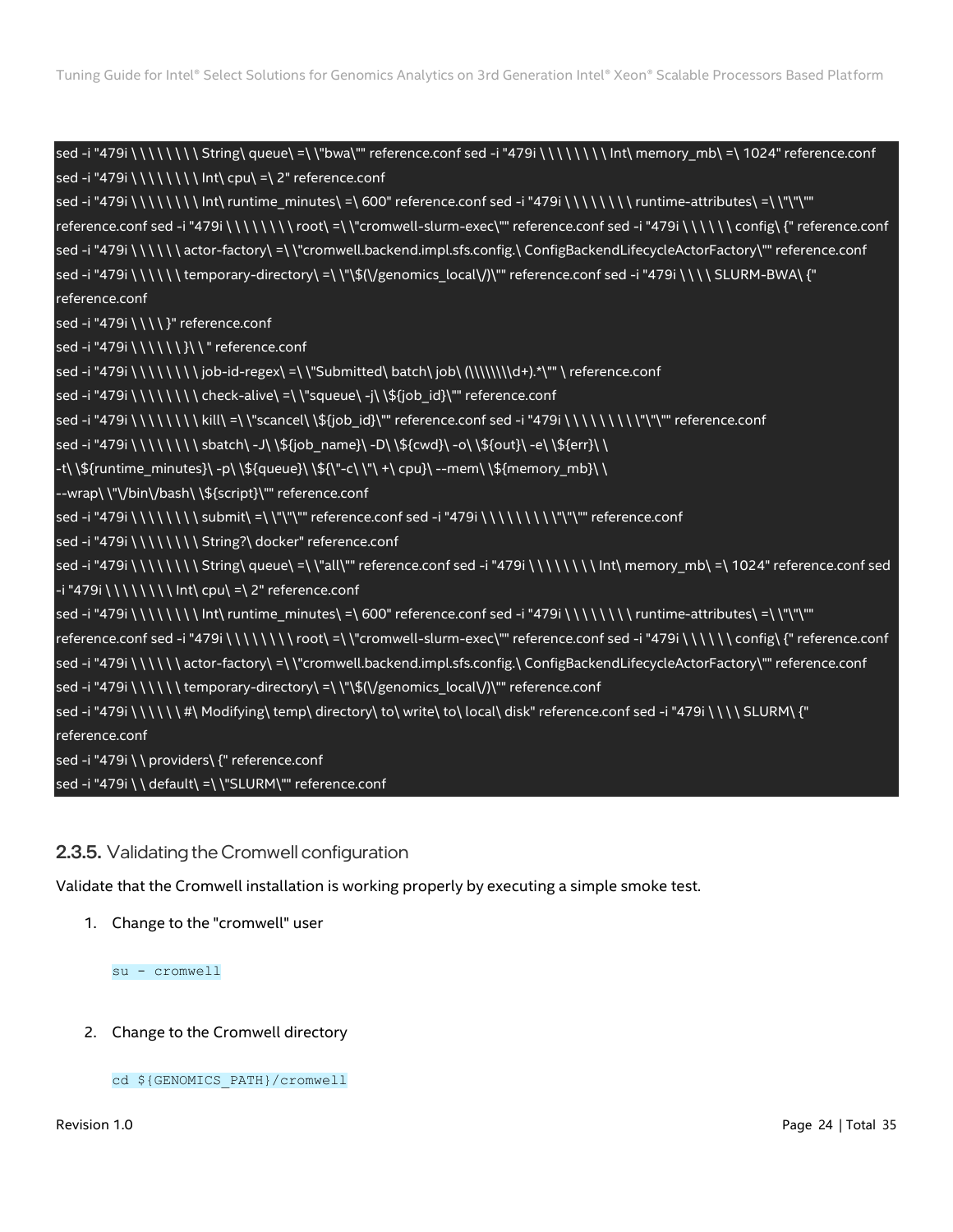```
sed -i "479i \ \ \ \ \ \ \ \ String\ queue\ =\ \"bwa\"" reference.conf sed -i "479i \ \ \ \ \ \ \ \ Int\ memory_mb\ =\ 1024" reference.conf
sed -i "479i \ \ \ \ \ \ \ \ Int\ cpu\ =\ 2" reference.conf
sed -i "479i \ \ \ \ \ \ \ \ Int\ runtime_minutes\ =\ 600" reference.conf sed -i "479i \ \ \ \ \ \ \ \ runtime-attributes\ =\ \"\"\""
reference.conf sed -i "479i \ \ \ \ \ \ \ \ root\ =\ \"cromwell-slurm-exec\"" reference.conf sed -i "479i \ \ \ \ \ \ config\ {" reference.conf
sed -i "479i \ \ \ \ \ \ actor-factory\ =\ \"cromwell.backend.impl.sfs.config.\ ConfigBackendLifecycleActorFactory\"" reference.conf
sed -i "479i \ \ \ \ \ \ temporary-directory\ =\ \"\$(\/genomics_local\/)\"" reference.conf sed -i "479i \ \ \ \ SLURM-BWA\ {"
reference.conf
sed -i "479i \ \ \ \ }" reference.conf
sed -i "479i \ \ \ \ \ \ }\ \ " reference.conf
sed -i "479i \ \ \ \ \ \ \ \ job-id-regex\ =\ \"Submitted\ batch\ job\ (\\\\\\\\d+).*\"" \ reference.conf
sed -i "479i \ \ \ \ \ \ \ \ check-alive\ =\ \"squeue\ -j\ \${job_id}\"" reference.conf
sed -i "479i \ \ \ \ \ \ \ \ kill\ =\ \"scancel\ \${job_id}\"" reference.conf sed -i "479i \ \ \ \ \ \ \ \ \"\"\"" reference.conf
sed -i "479i \ \ \ \ \ \ \ \ sbatch\ -J\ \${job_name}\ -D\ \${cwd}\ -o\ \${out}\ -e\ \${err}\ \
-t\ \${runtime_minutes}\ -p\ \${queue}\ \${\"-c\ \"\ +\ cpu}\ --mem\ \${memory_mb}\ \
--wrap\ \"\/bin\/bash\ \${script}\"" reference.conf
sed -i "479i \ \ \ \ \ \ \ \ submit\ =\ \"\"\"" reference.conf sed -i "479i \ \ \ \ \ \ \ \ \"\"\"" reference.conf
sed -i "479i \ \ \ \ \ \ \ \ String?\ docker" reference.conf
sed -i "479i \ \ \ \ \ \ \ \ String\ queue\ =\ \"all\"" reference.conf sed -i "479i \ \ \ \ \ \ \ \ Int\ memory_mb\ =\ 1024" reference.conf sed
-i "479i \ \ \ \ \ \ \ \ Int\ cpu\ =\ 2" reference.conf
sed -i "479i \ \ \ \ \ \ \ \ Int\ runtime_minutes\ =\ 600" reference.conf sed -i "479i \ \ \ \ \ \ \ \ runtime-attributes\ =\ \"\"\""
reference.conf sed -i "479i \ \ \ \ \ \ \ \ root\ =\ \"cromwell-slurm-exec\"" reference.conf sed -i "479i \ \ \ \ \ \ config\ {" reference.conf
sed -i "479i \ \ \ \ \ \ actor-factory\ =\ \"cromwell.backend.impl.sfs.config.\ ConfigBackendLifecycleActorFactory\"" reference.conf
sed -i "479i \ \ \ \ \ \ temporary-directory\ =\ \"\$(\/genomics_local\/)\"" reference.conf
sed -i "479i \ \ \ \ \ \ #\ Modifying\ temp\ directory\ to\ write\ to\ local\ disk" reference.conf sed -i "479i \ \ \ \ SLURM\ {"
reference.conf
sed -i "479i \ \ providers\ {" reference.conf
sed -i "479i \ \ default\ =\ \"SLURM\"" reference.conf
```

### 2.3.5. Validating the Cromwell configuration

Validate that the Cromwell installation is working properly by executing a simple smoke test.

1. Change to the "cromwell" user

```
su - cromwell
```

2. Change to the Cromwell directory

```
cd ${GENOMICS_PATH}/cromwell
```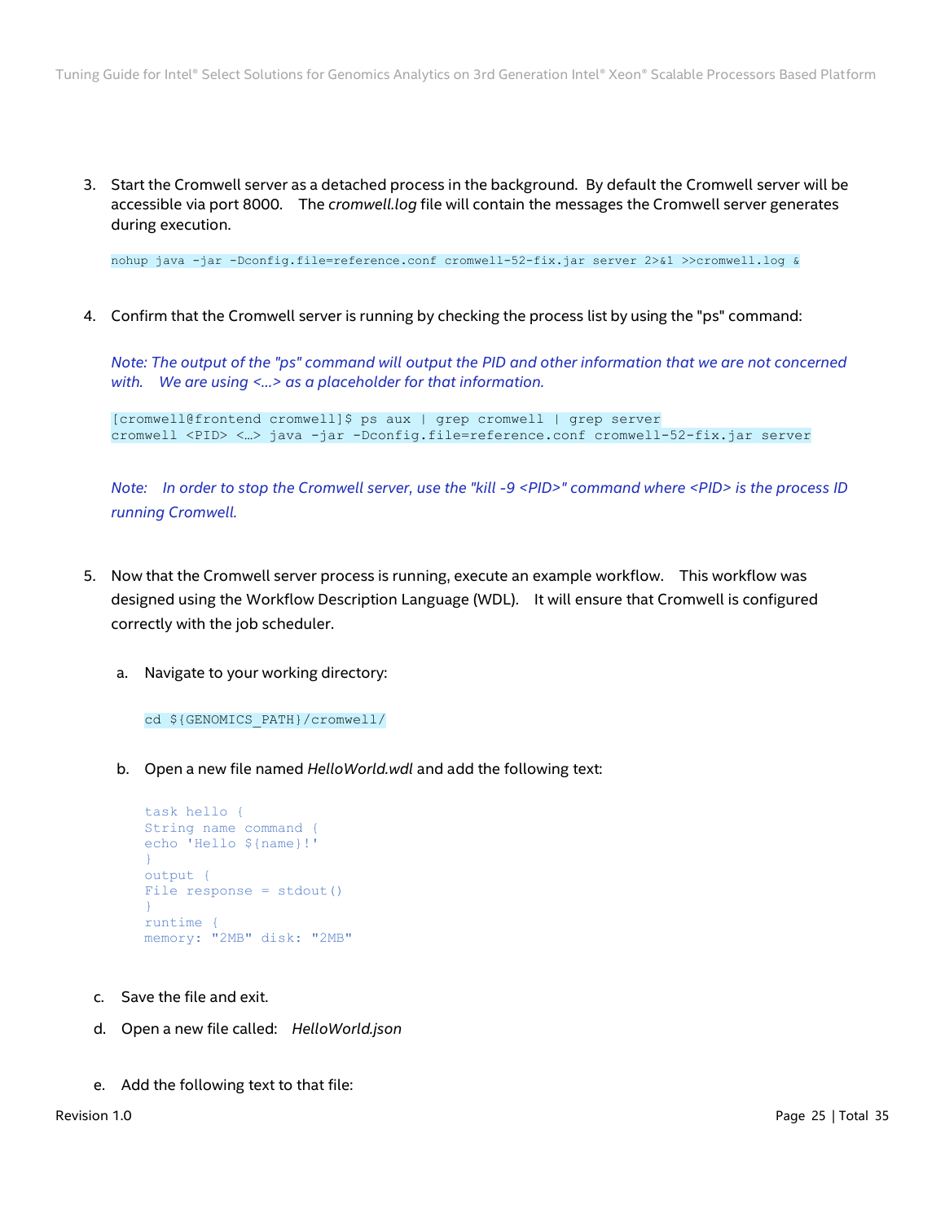3. Start the Cromwell server as a detached process in the background. By default the Cromwell server will be accessible via port 8000. The *cromwell.log* file will contain the messages the Cromwell server generates during execution.

```
nohup java -jar -Dconfig.file=reference.conf cromwell-52-fix.jar server 2>&1 >>cromwell.log &
```

4. Confirm that the Cromwell server is running by checking the process list by using the "ps" command:

   *Note: The output of the "ps" command will output the PID and other information that we are not concerned with. We are using <…> as a placeholder for that information.*

```
[cromwell@frontend cromwell]$ ps aux | grep cromwell | grep server
cromwell <PID> <…> java -jar -Dconfig.file=reference.conf cromwell-52-fix.jar server
```

   *Note: In order to stop the Cromwell server, use the "kill -9 <PID>" command where <PID> is the process ID running Cromwell.*

5. Now that the Cromwell server process is running, execute an example workflow. This workflow was designed using the Workflow Description Language (WDL). It will ensure that Cromwell is configured correctly with the job scheduler.

   a. Navigate to your working directory:

```
cd ${GENOMICS_PATH}/cromwell/
```

   b. Open a new file named *HelloWorld.wdl* and add the following text:

```
task hello {
String name command {
echo 'Hello ${name}!'
}
output {
File response = stdout()
}
runtime {
memory: "2MB" disk: "2MB"
```

   c. Save the file and exit.

   d. Open a new file called: *HelloWorld.json*

   e. Add the following text to that file: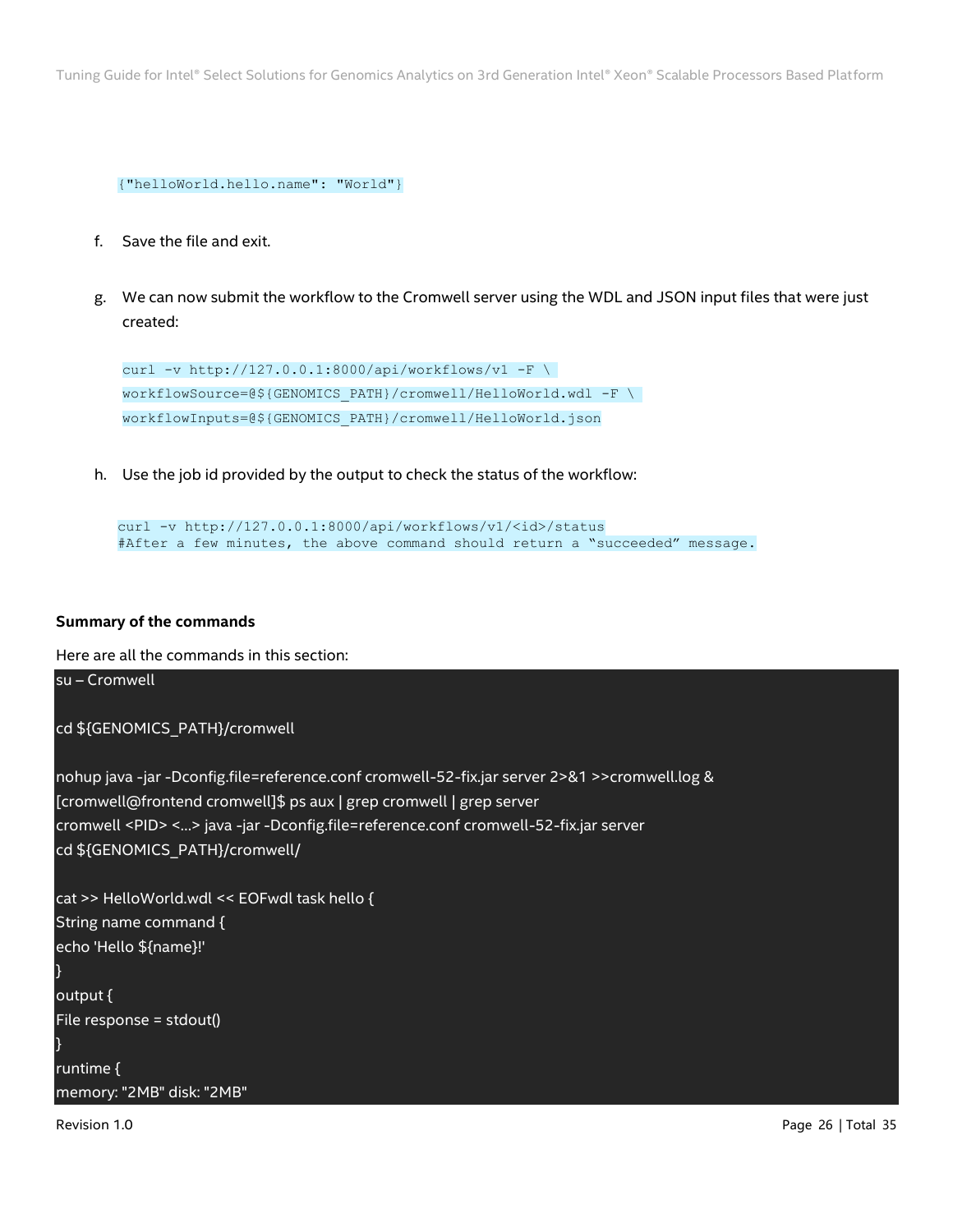```
{"helloWorld.hello.name": "World"}
```

f. Save the file and exit.

g. We can now submit the workflow to the Cromwell server using the WDL and JSON input files that were just created:

```
curl -v http://127.0.0.1:8000/api/workflows/v1 -F \
workflowSource=@${GENOMICS_PATH}/cromwell/HelloWorld.wdl -F \
workflowInputs=@${GENOMICS_PATH}/cromwell/HelloWorld.json
```

h. Use the job id provided by the output to check the status of the workflow:

```
curl -v http://127.0.0.1:8000/api/workflows/v1/<id>/status
#After a few minutes, the above command should return a "succeeded" message.
```

**Summary of the commands**

Here are all the commands in this section:

```
su – Cromwell

cd ${GENOMICS_PATH}/cromwell

nohup java -jar -Dconfig.file=reference.conf cromwell-52-fix.jar server 2>&1 >>cromwell.log &
[cromwell@frontend cromwell]$ ps aux | grep cromwell | grep server
cromwell <PID> <…> java -jar -Dconfig.file=reference.conf cromwell-52-fix.jar server
cd ${GENOMICS_PATH}/cromwell/

cat >> HelloWorld.wdl << EOFwdl task hello {
String name command {
echo 'Hello ${name}!'
}
output {
File response = stdout()
}
runtime {
memory: "2MB" disk: "2MB"
```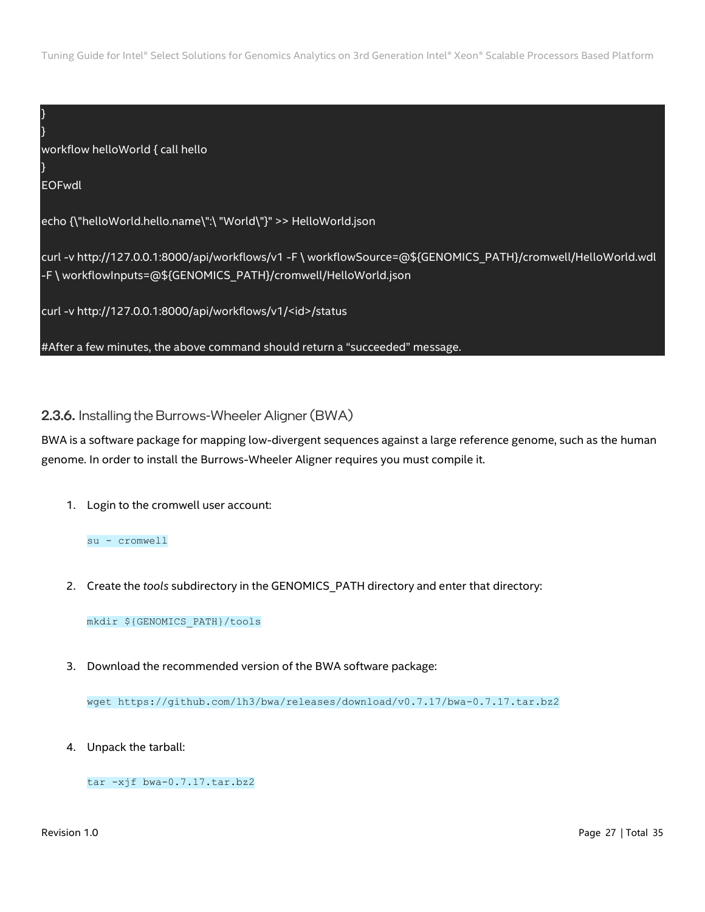```
}
}
workflow helloWorld { call hello
}
EOFwdl

echo {\"helloWorld.hello.name\":\ "World\"}" >> HelloWorld.json

curl -v http://127.0.0.1:8000/api/workflows/v1 -F \ workflowSource=@${GENOMICS_PATH}/cromwell/HelloWorld.wdl
-F \ workflowInputs=@${GENOMICS_PATH}/cromwell/HelloWorld.json

curl -v http://127.0.0.1:8000/api/workflows/v1/<id>/status

#After a few minutes, the above command should return a "succeeded" message.
```

### 2.3.6. Installing the Burrows-Wheeler Aligner (BWA)

BWA is a software package for mapping low-divergent sequences against a large reference genome, such as the human genome. In order to install the Burrows-Wheeler Aligner requires you must compile it.

1. Login to the cromwell user account:

   ```
   su - cromwell
   ```

2. Create the *tools* subdirectory in the GENOMICS_PATH directory and enter that directory:

   ```
   mkdir ${GENOMICS_PATH}/tools
   ```

3. Download the recommended version of the BWA software package:

   ```
   wget https://github.com/lh3/bwa/releases/download/v0.7.17/bwa-0.7.17.tar.bz2
   ```

4. Unpack the tarball:

   ```
   tar -xjf bwa-0.7.17.tar.bz2
   ```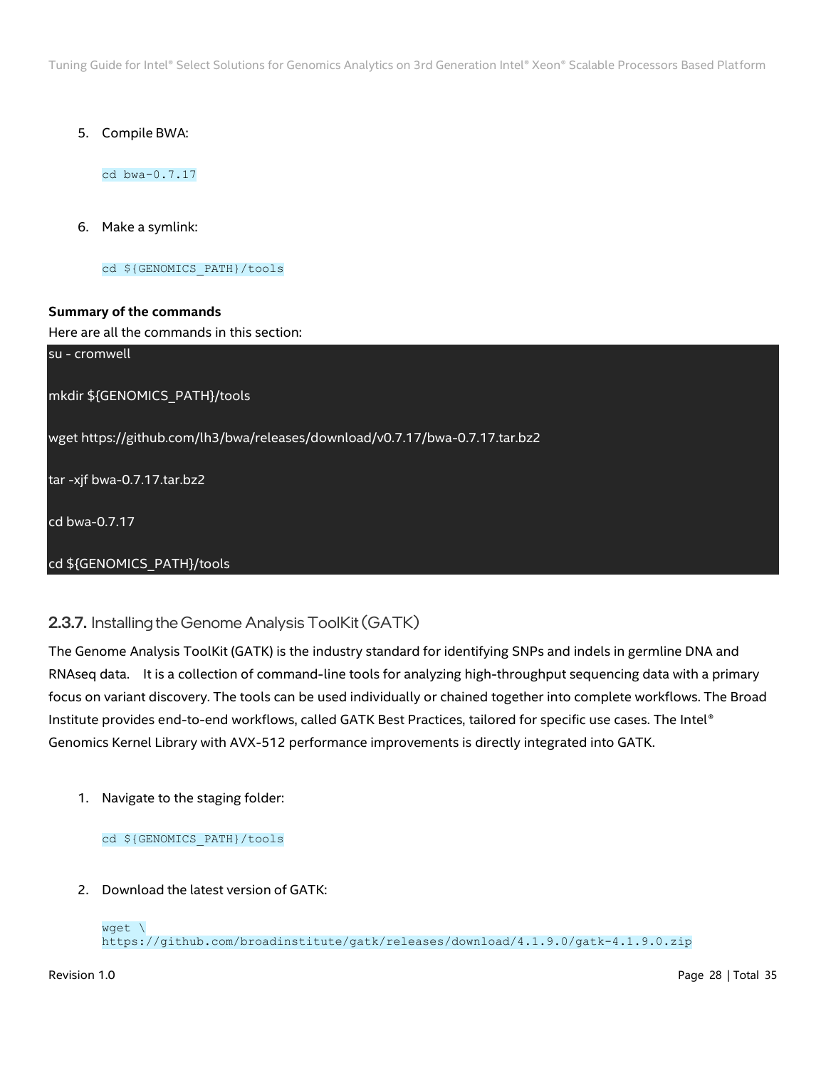5. Compile BWA:

```
cd bwa-0.7.17
```

6. Make a symlink:

```
cd ${GENOMICS_PATH}/tools
```

**Summary of the commands**

Here are all the commands in this section:

```
su - cromwell

mkdir ${GENOMICS_PATH}/tools

wget https://github.com/lh3/bwa/releases/download/v0.7.17/bwa-0.7.17.tar.bz2

tar -xjf bwa-0.7.17.tar.bz2

cd bwa-0.7.17

cd ${GENOMICS_PATH}/tools
```

### 2.3.7. Installing the Genome Analysis ToolKit (GATK)

The Genome Analysis ToolKit (GATK) is the industry standard for identifying SNPs and indels in germline DNA and RNAseq data. It is a collection of command-line tools for analyzing high-throughput sequencing data with a primary focus on variant discovery. The tools can be used individually or chained together into complete workflows. The Broad Institute provides end-to-end workflows, called GATK Best Practices, tailored for specific use cases. The Intel® Genomics Kernel Library with AVX-512 performance improvements is directly integrated into GATK.

1. Navigate to the staging folder:

```
cd ${GENOMICS_PATH}/tools
```

2. Download the latest version of GATK:

```
wget \
https://github.com/broadinstitute/gatk/releases/download/4.1.9.0/gatk-4.1.9.0.zip
```

Revision 1.0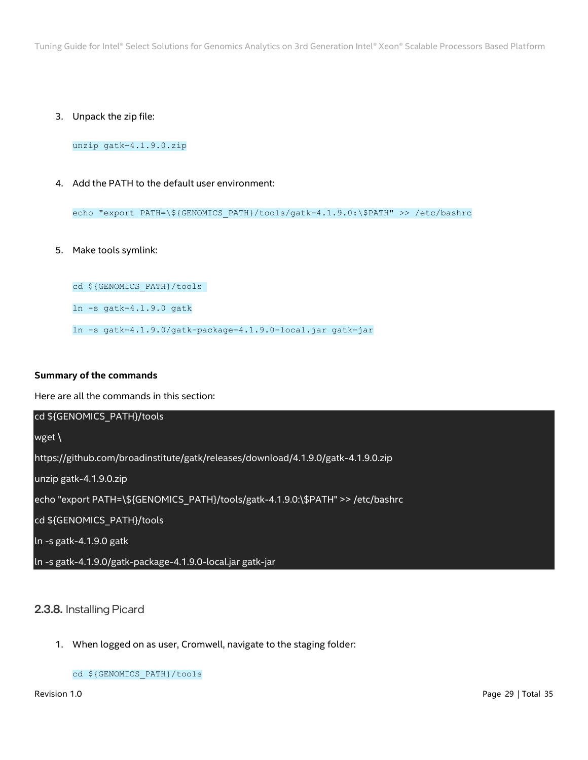3. Unpack the zip file:

```
unzip gatk-4.1.9.0.zip
```

4. Add the PATH to the default user environment:

```
echo "export PATH=\${GENOMICS_PATH}/tools/gatk-4.1.9.0:\$PATH" >> /etc/bashrc
```

5. Make tools symlink:

```
cd ${GENOMICS_PATH}/tools
ln -s gatk-4.1.9.0 gatk
ln -s gatk-4.1.9.0/gatk-package-4.1.9.0-local.jar gatk-jar
```

**Summary of the commands**

Here are all the commands in this section:

```
cd ${GENOMICS_PATH}/tools
wget \
https://github.com/broadinstitute/gatk/releases/download/4.1.9.0/gatk-4.1.9.0.zip
unzip gatk-4.1.9.0.zip
echo "export PATH=\${GENOMICS_PATH}/tools/gatk-4.1.9.0:\$PATH" >> /etc/bashrc
cd ${GENOMICS_PATH}/tools
ln -s gatk-4.1.9.0 gatk
ln -s gatk-4.1.9.0/gatk-package-4.1.9.0-local.jar gatk-jar
```

### 2.3.8. Installing Picard

1. When logged on as user, Cromwell, navigate to the staging folder:

```
cd ${GENOMICS_PATH}/tools
```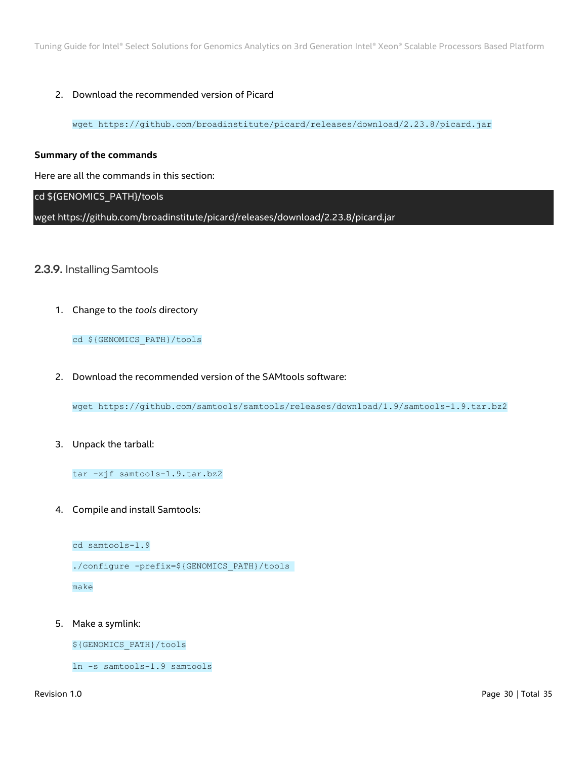2. Download the recommended version of Picard

```
wget https://github.com/broadinstitute/picard/releases/download/2.23.8/picard.jar
```

**Summary of the commands**

Here are all the commands in this section:

```
cd ${GENOMICS_PATH}/tools
wget https://github.com/broadinstitute/picard/releases/download/2.23.8/picard.jar
```

### 2.3.9. Installing Samtools

1. Change to the *tools* directory

```
cd ${GENOMICS_PATH}/tools
```

2. Download the recommended version of the SAMtools software:

```
wget https://github.com/samtools/samtools/releases/download/1.9/samtools-1.9.tar.bz2
```

3. Unpack the tarball:

```
tar -xjf samtools-1.9.tar.bz2
```

4. Compile and install Samtools:

```
cd samtools-1.9
./configure -prefix=${GENOMICS_PATH}/tools
make
```

5. Make a symlink:

```
${GENOMICS_PATH}/tools
ln -s samtools-1.9 samtools
```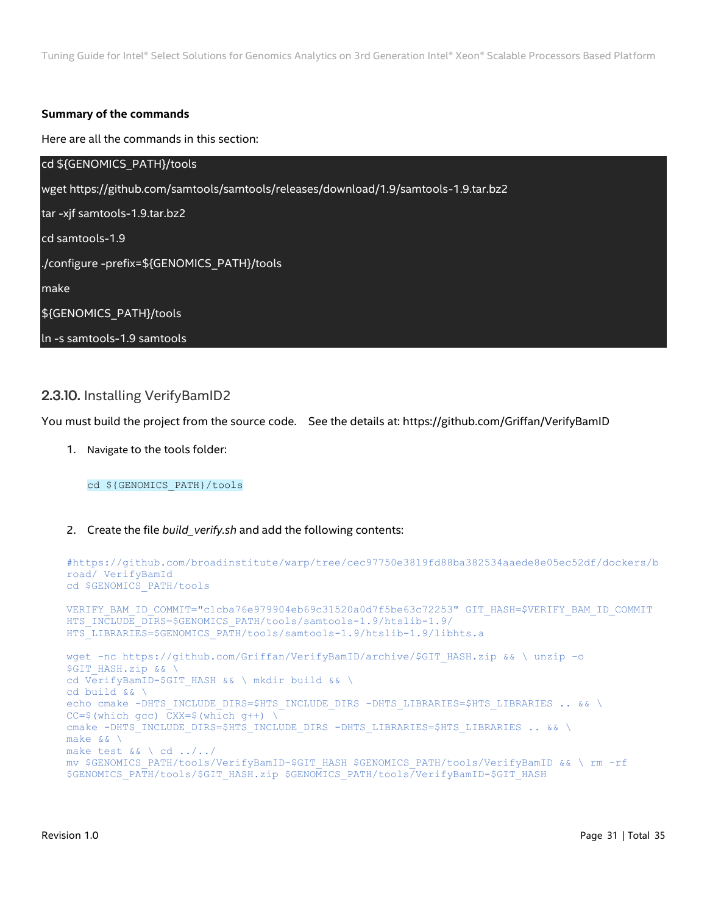**Summary of the commands**

Here are all the commands in this section:

```
cd ${GENOMICS_PATH}/tools
wget https://github.com/samtools/samtools/releases/download/1.9/samtools-1.9.tar.bz2
tar -xjf samtools-1.9.tar.bz2
cd samtools-1.9
./configure -prefix=${GENOMICS_PATH}/tools
make
${GENOMICS_PATH}/tools
ln -s samtools-1.9 samtools
```

### 2.3.10. Installing VerifyBamID2

You must build the project from the source code. See the details at: https://github.com/Griffan/VerifyBamID

1. Navigate to the tools folder:

```
cd ${GENOMICS_PATH}/tools
```

2. Create the file *build_verify.sh* and add the following contents:

```
#https://github.com/broadinstitute/warp/tree/cec97750e3819fd88ba382534aaede8e05ec52df/dockers/b
road/ VerifyBamId
cd $GENOMICS_PATH/tools

VERIFY_BAM_ID_COMMIT="c1cba76e979904eb69c31520a0d7f5be63c72253" GIT_HASH=$VERIFY_BAM_ID_COMMIT
HTS_INCLUDE_DIRS=$GENOMICS_PATH/tools/samtools-1.9/htslib-1.9/
HTS_LIBRARIES=$GENOMICS_PATH/tools/samtools-1.9/htslib-1.9/libhts.a

wget -nc https://github.com/Griffan/VerifyBamID/archive/$GIT_HASH.zip && \ unzip -o
$GIT_HASH.zip && \
cd VerifyBamID-$GIT_HASH && \ mkdir build && \
cd build && \
echo cmake -DHTS_INCLUDE_DIRS=$HTS_INCLUDE_DIRS -DHTS_LIBRARIES=$HTS_LIBRARIES .. && \
CC=$(which gcc) CXX=$(which g++) \
cmake -DHTS_INCLUDE_DIRS=$HTS_INCLUDE_DIRS -DHTS_LIBRARIES=$HTS_LIBRARIES .. && \
make && \
make test && \ cd ../../
mv $GENOMICS_PATH/tools/VerifyBamID-$GIT_HASH $GENOMICS_PATH/tools/VerifyBamID && \ rm -rf
$GENOMICS_PATH/tools/$GIT_HASH.zip $GENOMICS_PATH/tools/VerifyBamID-$GIT_HASH
```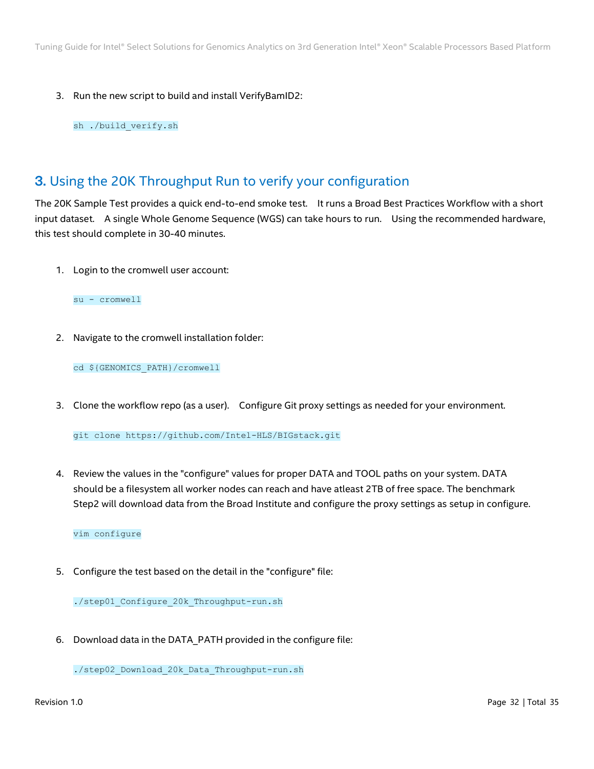3. Run the new script to build and install VerifyBamID2:

```
sh ./build_verify.sh
```

## 3. Using the 20K Throughput Run to verify your configuration

The 20K Sample Test provides a quick end-to-end smoke test. It runs a Broad Best Practices Workflow with a short input dataset. A single Whole Genome Sequence (WGS) can take hours to run. Using the recommended hardware, this test should complete in 30-40 minutes.

1. Login to the cromwell user account:

```
su - cromwell
```

2. Navigate to the cromwell installation folder:

```
cd ${GENOMICS_PATH}/cromwell
```

3. Clone the workflow repo (as a user). Configure Git proxy settings as needed for your environment.

```
git clone https://github.com/Intel-HLS/BIGstack.git
```

4. Review the values in the "configure" values for proper DATA and TOOL paths on your system. DATA should be a filesystem all worker nodes can reach and have atleast 2TB of free space. The benchmark Step2 will download data from the Broad Institute and configure the proxy settings as setup in configure.

```
vim configure
```

5. Configure the test based on the detail in the "configure" file:

```
./step01_Configure_20k_Throughput-run.sh
```

6. Download data in the DATA_PATH provided in the configure file:

```
./step02_Download_20k_Data_Throughput-run.sh
```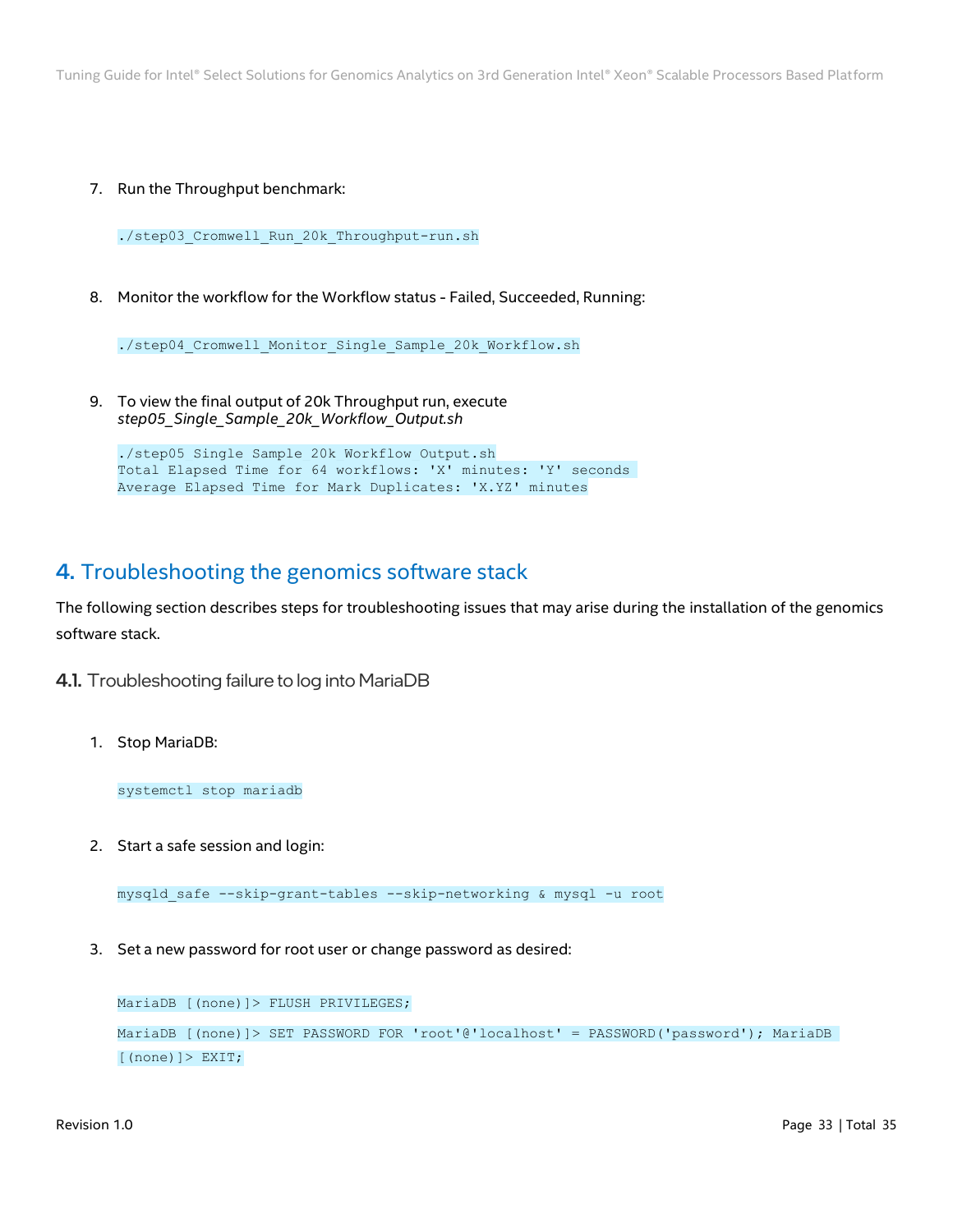7. Run the Throughput benchmark:

```
./step03_Cromwell_Run_20k_Throughput-run.sh
```

8. Monitor the workflow for the Workflow status - Failed, Succeeded, Running:

```
./step04_Cromwell_Monitor_Single_Sample_20k_Workflow.sh
```

9. To view the final output of 20k Throughput run, execute *step05_Single_Sample_20k_Workflow_Output.sh*

```
./step05 Single Sample 20k Workflow Output.sh
Total Elapsed Time for 64 workflows: 'X' minutes: 'Y' seconds
Average Elapsed Time for Mark Duplicates: 'X.YZ' minutes
```

# 4. Troubleshooting the genomics software stack

The following section describes steps for troubleshooting issues that may arise during the installation of the genomics software stack.

## 4.1. Troubleshooting failure to log into MariaDB

1. Stop MariaDB:

```
systemctl stop mariadb
```

2. Start a safe session and login:

```
mysqld_safe --skip-grant-tables --skip-networking & mysql -u root
```

3. Set a new password for root user or change password as desired:

```
MariaDB [(none)]> FLUSH PRIVILEGES;
MariaDB [(none)]> SET PASSWORD FOR 'root'@'localhost' = PASSWORD('password'); MariaDB [(none)]> EXIT;
```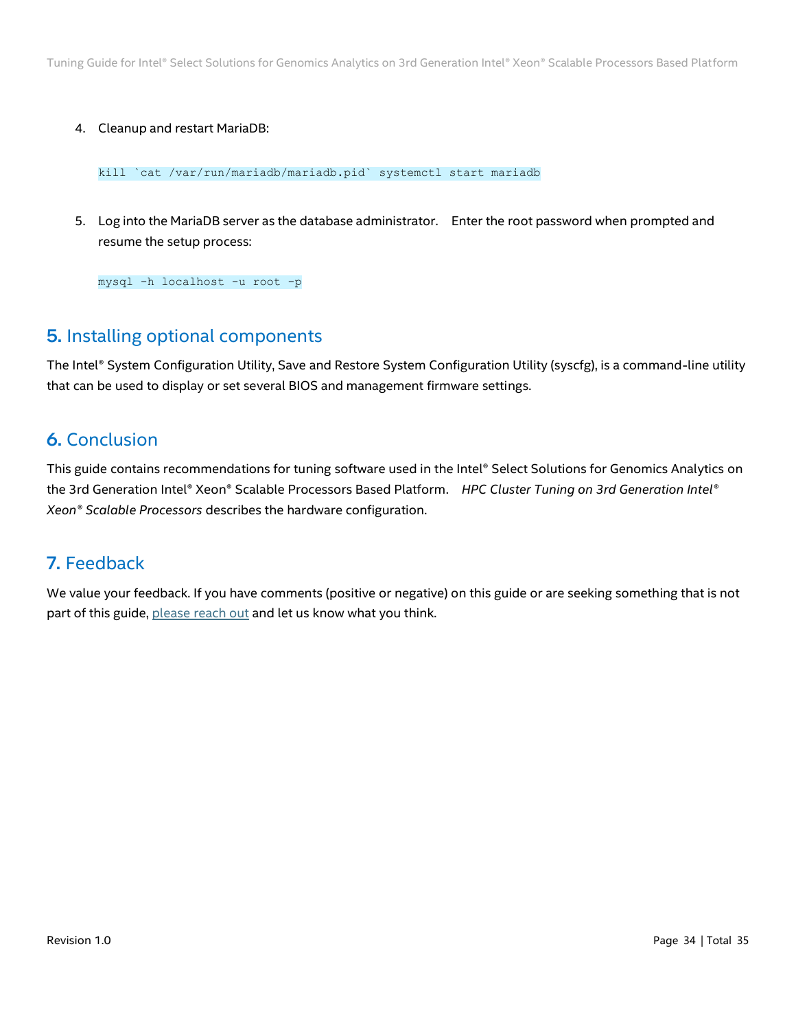4. Cleanup and restart MariaDB:

```
kill `cat /var/run/mariadb/mariadb.pid` systemctl start mariadb
```

5. Log into the MariaDB server as the database administrator. Enter the root password when prompted and resume the setup process:

```
mysql -h localhost -u root -p
```

## 5. Installing optional components

The Intel® System Configuration Utility, Save and Restore System Configuration Utility (syscfg), is a command-line utility that can be used to display or set several BIOS and management firmware settings.

## 6. Conclusion

This guide contains recommendations for tuning software used in the Intel® Select Solutions for Genomics Analytics on the 3rd Generation Intel® Xeon® Scalable Processors Based Platform. *HPC Cluster Tuning on 3rd Generation Intel® Xeon® Scalable Processors* describes the hardware configuration.

## 7. Feedback

We value your feedback. If you have comments (positive or negative) on this guide or are seeking something that is not part of this guide, please reach out and let us know what you think.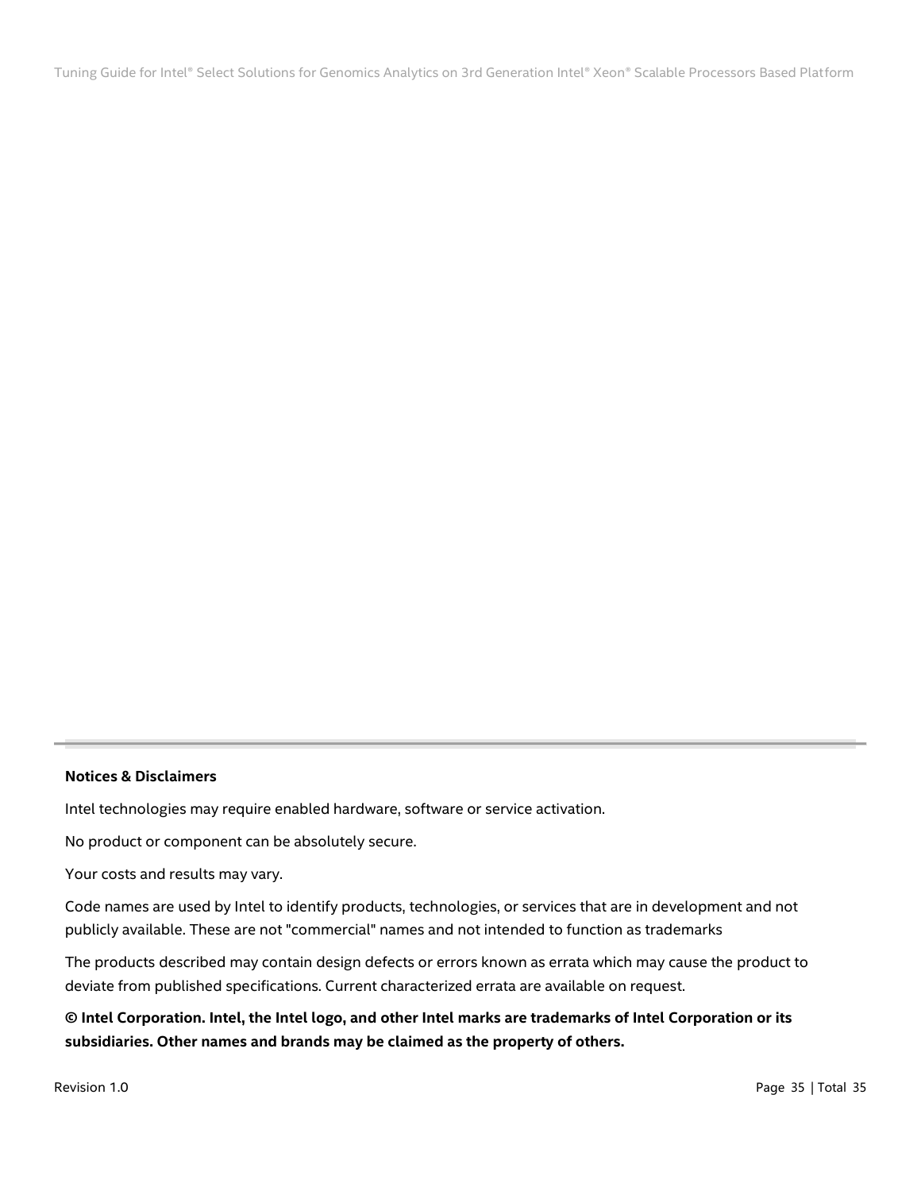**Notices & Disclaimers**

Intel technologies may require enabled hardware, software or service activation.

No product or component can be absolutely secure.

Your costs and results may vary.

Code names are used by Intel to identify products, technologies, or services that are in development and not publicly available. These are not "commercial" names and not intended to function as trademarks

The products described may contain design defects or errors known as errata which may cause the product to deviate from published specifications. Current characterized errata are available on request.

**© Intel Corporation. Intel, the Intel logo, and other Intel marks are trademarks of Intel Corporation or its subsidiaries. Other names and brands may be claimed as the property of others.**